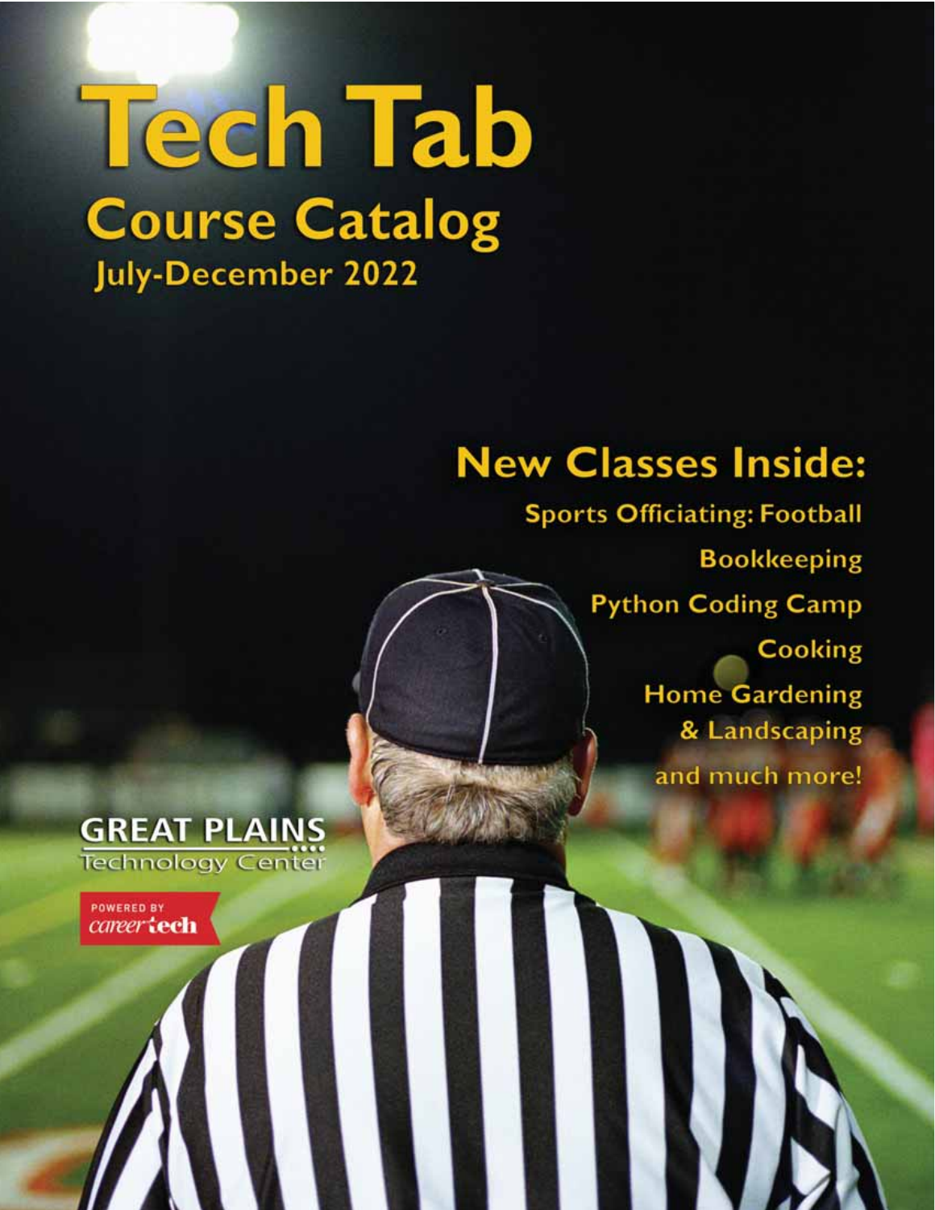# Tech Tab

## Course Catalog

### July-December 2022

## New Classes Inside:

**Sports Officiating: Football**

**Bookkeeping**

**Python Coding Camp**

**Cooking**

**Home Gardening & Landscaping**

and much more!

GREAT PLAINS Technology Center

POWERED BY careertech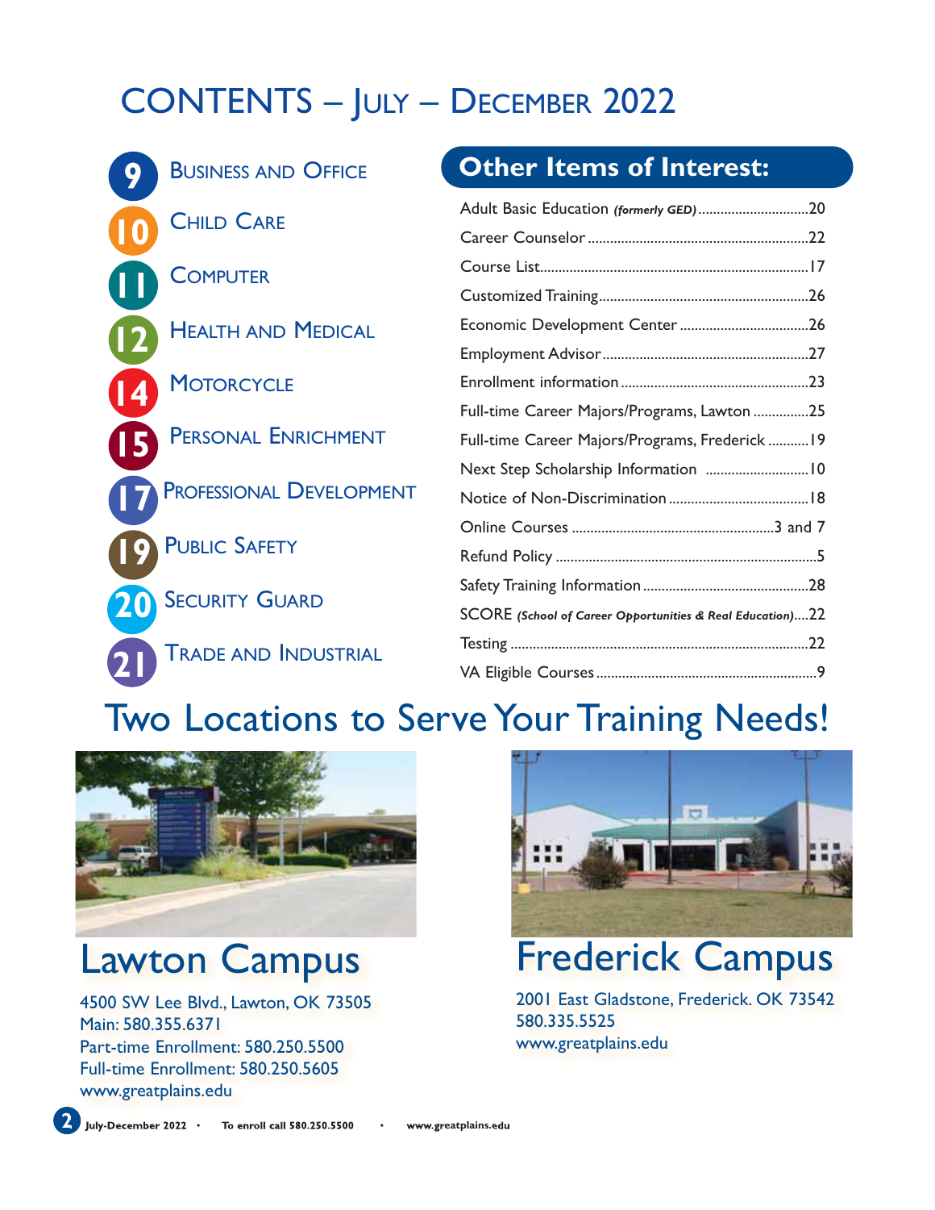# CONTENTS – July – December 2022

- **9** Business and Office
- **10** Child Care
- **11** Computer
- **12** Health and Medical
- **14** Motorcycle
- **15** Personal Enrichment
- **17** Professional Development
- **19** Public Safety
- **20** Security Guard
- **21** Trade and Industrial

## Other Items of Interest:

| Item | Page |
|---|---|
| Adult Basic Education *(formerly GED)* | 20 |
| Career Counselor | 22 |
| Course List | 17 |
| Customized Training | 26 |
| Economic Development Center | 26 |
| Employment Advisor | 27 |
| Enrollment information | 23 |
| Full-time Career Majors/Programs, Lawton | 25 |
| Full-time Career Majors/Programs, Frederick | 19 |
| Next Step Scholarship Information | 10 |
| Notice of Non-Discrimination | 18 |
| Online Courses | 3 and 7 |
| Refund Policy | 5 |
| Safety Training Information | 28 |
| SCORE *(School of Career Opportunities & Real Education)* | 22 |
| Testing | 22 |
| VA Eligible Courses | 9 |

# Two Locations to Serve Your Training Needs!

## Lawton Campus

4500 SW Lee Blvd., Lawton, OK 73505
Main: 580.355.6371
Part-time Enrollment: 580.250.5500
Full-time Enrollment: 580.250.5605
www.greatplains.edu

## Frederick Campus

2001 East Gladstone, Frederick. OK 73542
580.335.5525
www.greatplains.edu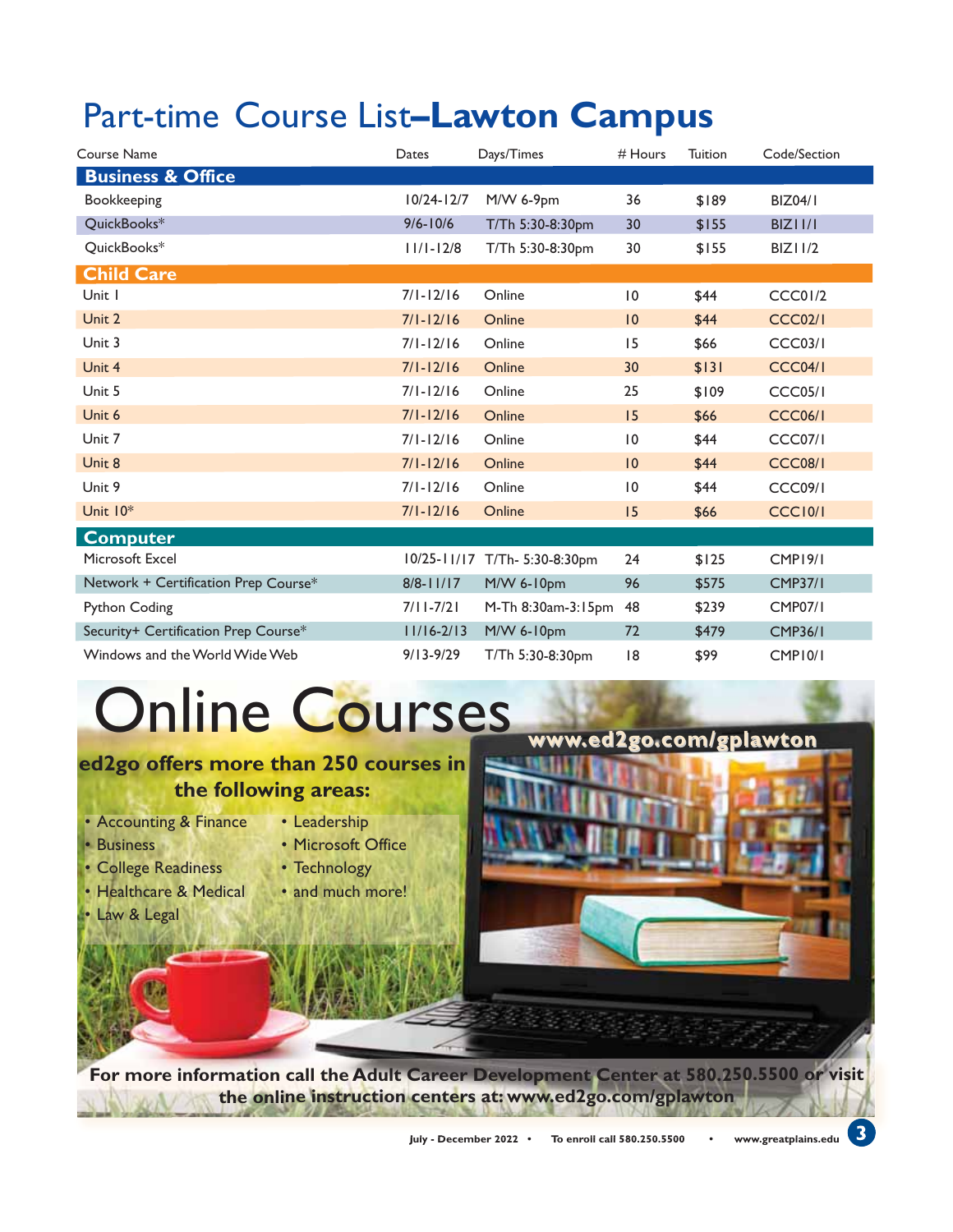# Part-time Course List–**Lawton Campus**

| Course Name | Dates | Days/Times | # Hours | Tuition | Code/Section |
|---|---|---|---|---|---|
| **Business & Office** | | | | | |
| Bookkeeping | 10/24-12/7 | M/W 6-9pm | 36 | $189 | BIZ04/1 |
| QuickBooks* | 9/6-10/6 | T/Th 5:30-8:30pm | 30 | $155 | BIZ11/1 |
| QuickBooks* | 11/1-12/8 | T/Th 5:30-8:30pm | 30 | $155 | BIZ11/2 |
| **Child Care** | | | | | |
| Unit 1 | 7/1-12/16 | Online | 10 | $44 | CCC01/2 |
| Unit 2 | 7/1-12/16 | Online | 10 | $44 | CCC02/1 |
| Unit 3 | 7/1-12/16 | Online | 15 | $66 | CCC03/1 |
| Unit 4 | 7/1-12/16 | Online | 30 | $131 | CCC04/1 |
| Unit 5 | 7/1-12/16 | Online | 25 | $109 | CCC05/1 |
| Unit 6 | 7/1-12/16 | Online | 15 | $66 | CCC06/1 |
| Unit 7 | 7/1-12/16 | Online | 10 | $44 | CCC07/1 |
| Unit 8 | 7/1-12/16 | Online | 10 | $44 | CCC08/1 |
| Unit 9 | 7/1-12/16 | Online | 10 | $44 | CCC09/1 |
| Unit 10* | 7/1-12/16 | Online | 15 | $66 | CCC10/1 |
| **Computer** | | | | | |
| Microsoft Excel | 10/25-11/17 | T/Th- 5:30-8:30pm | 24 | $125 | CMP19/1 |
| Network + Certification Prep Course* | 8/8-11/17 | M/W 6-10pm | 96 | $575 | CMP37/1 |
| Python Coding | 7/11-7/21 | M-Th 8:30am-3:15pm | 48 | $239 | CMP07/1 |
| Security+ Certification Prep Course* | 11/16-2/13 | M/W 6-10pm | 72 | $479 | CMP36/1 |
| Windows and the World Wide Web | 9/13-9/29 | T/Th 5:30-8:30pm | 18 | $99 | CMP10/1 |

# Online Courses

**www.ed2go.com/gplawton**

**ed2go offers more than 250 courses in the following areas:**

- Accounting & Finance
- Business
- College Readiness
- Healthcare & Medical
- Law & Legal
- Leadership
- Microsoft Office
- Technology
- and much more!

**For more information call the Adult Career Development Center at 580.250.5500 or visit the online instruction centers at: www.ed2go.com/gplawton**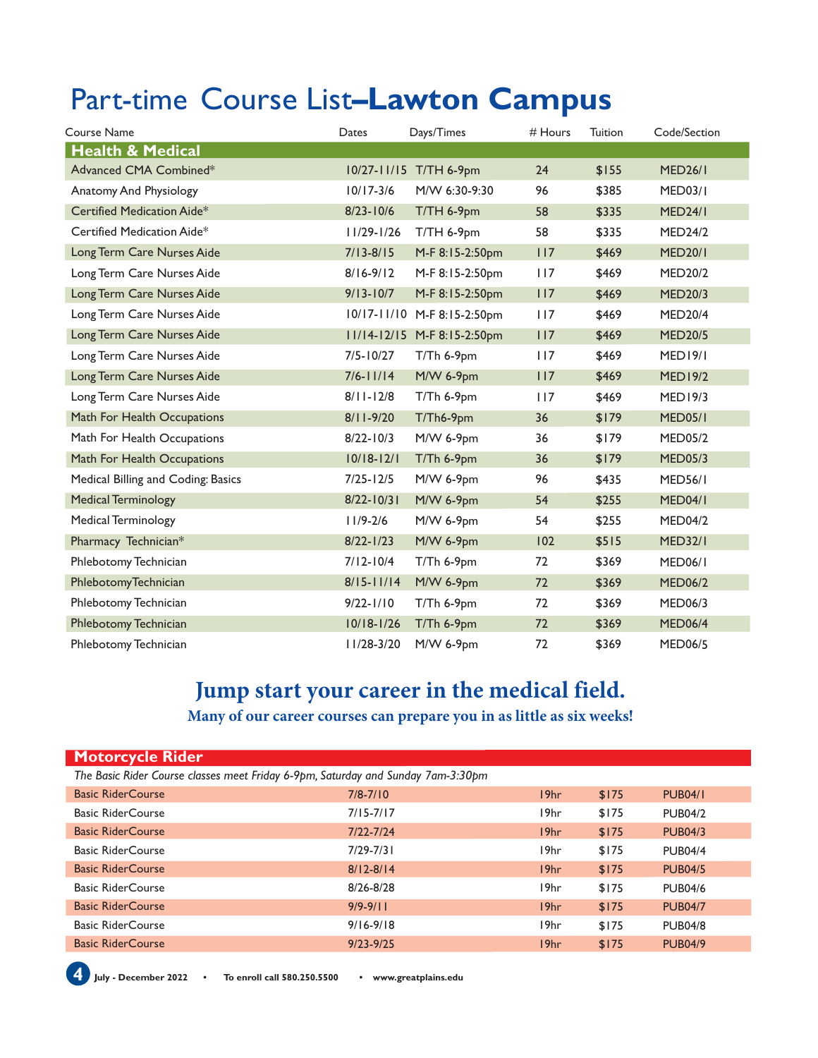# Part-time Course List–**Lawton Campus**

| Course Name | Dates | Days/Times | # Hours | Tuition | Code/Section |
|---|---|---|---|---|---|
| **Health & Medical** | | | | | |
| Advanced CMA Combined* | 10/27-11/15 | T/TH 6-9pm | 24 | $155 | MED26/1 |
| Anatomy And Physiology | 10/17-3/6 | M/W 6:30-9:30 | 96 | $385 | MED03/1 |
| Certified Medication Aide* | 8/23-10/6 | T/TH 6-9pm | 58 | $335 | MED24/1 |
| Certified Medication Aide* | 11/29-1/26 | T/TH 6-9pm | 58 | $335 | MED24/2 |
| Long Term Care Nurses Aide | 7/13-8/15 | M-F 8:15-2:50pm | 117 | $469 | MED20/1 |
| Long Term Care Nurses Aide | 8/16-9/12 | M-F 8:15-2:50pm | 117 | $469 | MED20/2 |
| Long Term Care Nurses Aide | 9/13-10/7 | M-F 8:15-2:50pm | 117 | $469 | MED20/3 |
| Long Term Care Nurses Aide | 10/17-11/10 | M-F 8:15-2:50pm | 117 | $469 | MED20/4 |
| Long Term Care Nurses Aide | 11/14-12/15 | M-F 8:15-2:50pm | 117 | $469 | MED20/5 |
| Long Term Care Nurses Aide | 7/5-10/27 | T/Th 6-9pm | 117 | $469 | MED19/1 |
| Long Term Care Nurses Aide | 7/6-11/14 | M/W 6-9pm | 117 | $469 | MED19/2 |
| Long Term Care Nurses Aide | 8/11-12/8 | T/Th 6-9pm | 117 | $469 | MED19/3 |
| Math For Health Occupations | 8/11-9/20 | T/Th6-9pm | 36 | $179 | MED05/1 |
| Math For Health Occupations | 8/22-10/3 | M/W 6-9pm | 36 | $179 | MED05/2 |
| Math For Health Occupations | 10/18-12/1 | T/Th 6-9pm | 36 | $179 | MED05/3 |
| Medical Billing and Coding: Basics | 7/25-12/5 | M/W 6-9pm | 96 | $435 | MED56/1 |
| Medical Terminology | 8/22-10/31 | M/W 6-9pm | 54 | $255 | MED04/1 |
| Medical Terminology | 11/9-2/6 | M/W 6-9pm | 54 | $255 | MED04/2 |
| Pharmacy Technician* | 8/22-1/23 | M/W 6-9pm | 102 | $515 | MED32/1 |
| Phlebotomy Technician | 7/12-10/4 | T/Th 6-9pm | 72 | $369 | MED06/1 |
| PhlebotomyTechnician | 8/15-11/14 | M/W 6-9pm | 72 | $369 | MED06/2 |
| Phlebotomy Technician | 9/22-1/10 | T/Th 6-9pm | 72 | $369 | MED06/3 |
| Phlebotomy Technician | 10/18-1/26 | T/Th 6-9pm | 72 | $369 | MED06/4 |
| Phlebotomy Technician | 11/28-3/20 | M/W 6-9pm | 72 | $369 | MED06/5 |

## Jump start your career in the medical field.

**Many of our career courses can prepare you in as little as six weeks!**

| **Motorcycle Rider** | | | | |
|---|---|---|---|---|
| *The Basic Rider Course classes meet Friday 6-9pm, Saturday and Sunday 7am-3:30pm* | | | | |
| Basic RiderCourse | 7/8-7/10 | 19hr | $175 | PUB04/1 |
| Basic RiderCourse | 7/15-7/17 | 19hr | $175 | PUB04/2 |
| Basic RiderCourse | 7/22-7/24 | 19hr | $175 | PUB04/3 |
| Basic RiderCourse | 7/29-7/31 | 19hr | $175 | PUB04/4 |
| Basic RiderCourse | 8/12-8/14 | 19hr | $175 | PUB04/5 |
| Basic RiderCourse | 8/26-8/28 | 19hr | $175 | PUB04/6 |
| Basic RiderCourse | 9/9-9/11 | 19hr | $175 | PUB04/7 |
| Basic RiderCourse | 9/16-9/18 | 19hr | $175 | PUB04/8 |
| Basic RiderCourse | 9/23-9/25 | 19hr | $175 | PUB04/9 |

July - December 2022 • To enroll call 580.250.5500 • www.greatplains.edu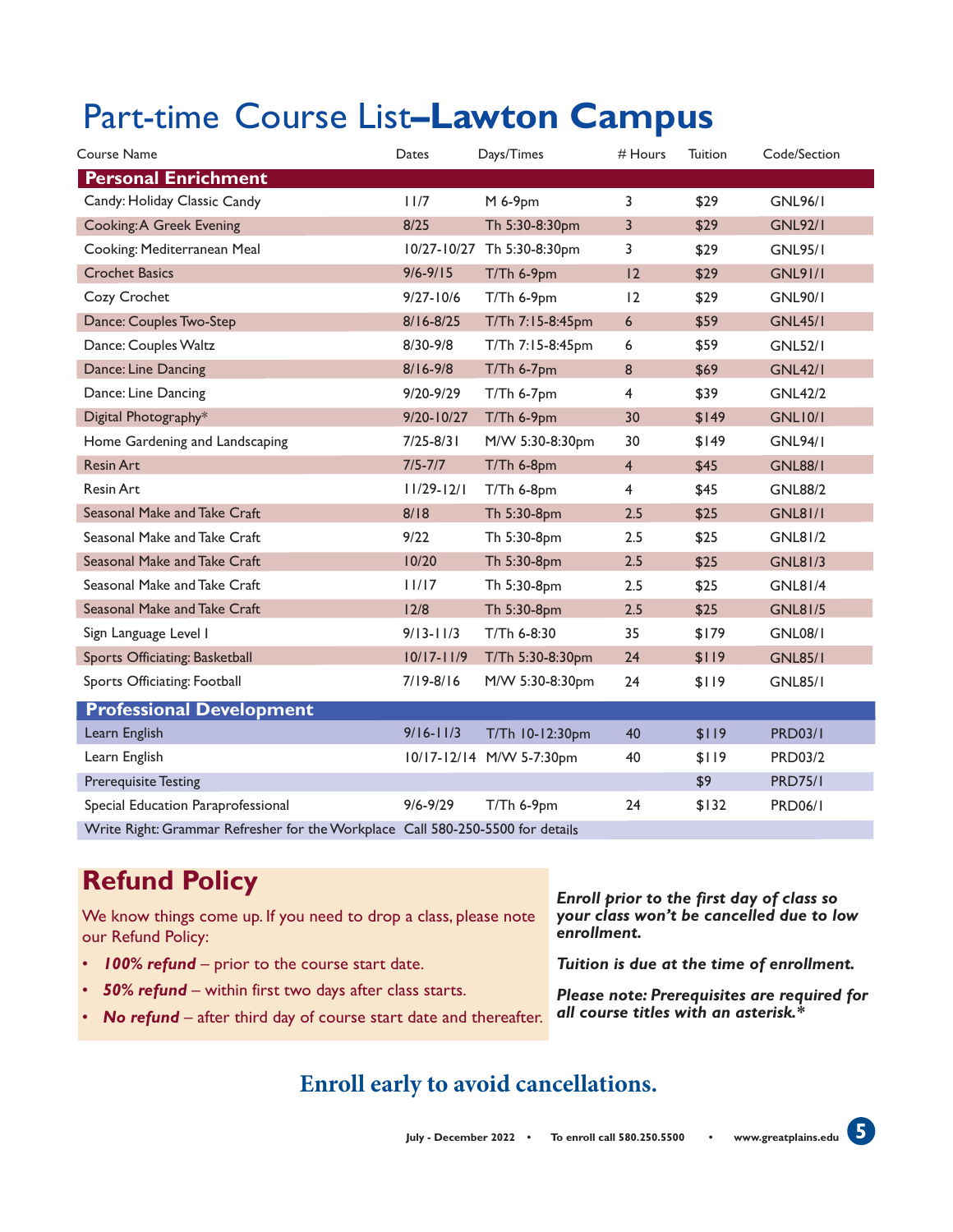# Part-time Course List–**Lawton Campus**

| Course Name | Dates | Days/Times | # Hours | Tuition | Code/Section |
|---|---|---|---|---|---|
| **Personal Enrichment** | | | | | |
| Candy: Holiday Classic Candy | 11/7 | M 6-9pm | 3 | $29 | GNL96/1 |
| Cooking: A Greek Evening | 8/25 | Th 5:30-8:30pm | 3 | $29 | GNL92/1 |
| Cooking: Mediterranean Meal | 10/27-10/27 | Th 5:30-8:30pm | 3 | $29 | GNL95/1 |
| Crochet Basics | 9/6-9/15 | T/Th 6-9pm | 12 | $29 | GNL91/1 |
| Cozy Crochet | 9/27-10/6 | T/Th 6-9pm | 12 | $29 | GNL90/1 |
| Dance: Couples Two-Step | 8/16-8/25 | T/Th 7:15-8:45pm | 6 | $59 | GNL45/1 |
| Dance: Couples Waltz | 8/30-9/8 | T/Th 7:15-8:45pm | 6 | $59 | GNL52/1 |
| Dance: Line Dancing | 8/16-9/8 | T/Th 6-7pm | 8 | $69 | GNL42/1 |
| Dance: Line Dancing | 9/20-9/29 | T/Th 6-7pm | 4 | $39 | GNL42/2 |
| Digital Photography* | 9/20-10/27 | T/Th 6-9pm | 30 | $149 | GNL10/1 |
| Home Gardening and Landscaping | 7/25-8/31 | M/W 5:30-8:30pm | 30 | $149 | GNL94/1 |
| Resin Art | 7/5-7/7 | T/Th 6-8pm | 4 | $45 | GNL88/1 |
| Resin Art | 11/29-12/1 | T/Th 6-8pm | 4 | $45 | GNL88/2 |
| Seasonal Make and Take Craft | 8/18 | Th 5:30-8pm | 2.5 | $25 | GNL81/1 |
| Seasonal Make and Take Craft | 9/22 | Th 5:30-8pm | 2.5 | $25 | GNL81/2 |
| Seasonal Make and Take Craft | 10/20 | Th 5:30-8pm | 2.5 | $25 | GNL81/3 |
| Seasonal Make and Take Craft | 11/17 | Th 5:30-8pm | 2.5 | $25 | GNL81/4 |
| Seasonal Make and Take Craft | 12/8 | Th 5:30-8pm | 2.5 | $25 | GNL81/5 |
| Sign Language Level I | 9/13-11/3 | T/Th 6-8:30 | 35 | $179 | GNL08/1 |
| Sports Officiating: Basketball | 10/17-11/9 | T/Th 5:30-8:30pm | 24 | $119 | GNL85/1 |
| Sports Officiating: Football | 7/19-8/16 | M/W 5:30-8:30pm | 24 | $119 | GNL85/1 |
| **Professional Development** | | | | | |
| Learn English | 9/16-11/3 | T/Th 10-12:30pm | 40 | $119 | PRD03/1 |
| Learn English | 10/17-12/14 | M/W 5-7:30pm | 40 | $119 | PRD03/2 |
| Prerequisite Testing | | | | $9 | PRD75/1 |
| Special Education Paraprofessional | 9/6-9/29 | T/Th 6-9pm | 24 | $132 | PRD06/1 |
| Write Right: Grammar Refresher for the Workplace | Call 580-250-5500 for details | | | | |

## Refund Policy

We know things come up. If you need to drop a class, please note our Refund Policy:

- ***100% refund*** – prior to the course start date.
- ***50% refund*** – within first two days after class starts.
- ***No refund*** – after third day of course start date and thereafter.

***Enroll prior to the first day of class so your class won't be cancelled due to low enrollment.***

***Tuition is due at the time of enrollment.***

***Please note: Prerequisites are required for all course titles with an asterisk.****

**Enroll early to avoid cancellations.**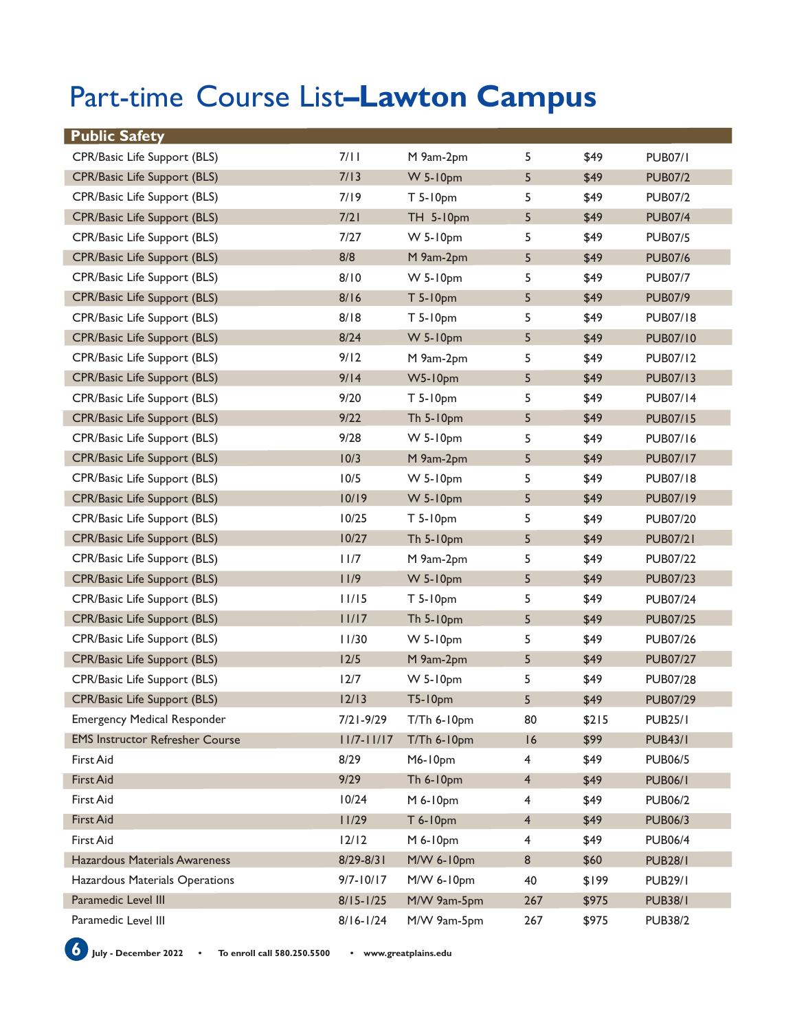# Part-time Course List–**Lawton Campus**

| Public Safety | | | | | |
|---|---|---|---|---|---|
| CPR/Basic Life Support (BLS) | 7/11 | M 9am-2pm | 5 | $49 | PUB07/1 |
| CPR/Basic Life Support (BLS) | 7/13 | W 5-10pm | 5 | $49 | PUB07/2 |
| CPR/Basic Life Support (BLS) | 7/19 | T 5-10pm | 5 | $49 | PUB07/2 |
| CPR/Basic Life Support (BLS) | 7/21 | TH 5-10pm | 5 | $49 | PUB07/4 |
| CPR/Basic Life Support (BLS) | 7/27 | W 5-10pm | 5 | $49 | PUB07/5 |
| CPR/Basic Life Support (BLS) | 8/8 | M 9am-2pm | 5 | $49 | PUB07/6 |
| CPR/Basic Life Support (BLS) | 8/10 | W 5-10pm | 5 | $49 | PUB07/7 |
| CPR/Basic Life Support (BLS) | 8/16 | T 5-10pm | 5 | $49 | PUB07/9 |
| CPR/Basic Life Support (BLS) | 8/18 | T 5-10pm | 5 | $49 | PUB07/18 |
| CPR/Basic Life Support (BLS) | 8/24 | W 5-10pm | 5 | $49 | PUB07/10 |
| CPR/Basic Life Support (BLS) | 9/12 | M 9am-2pm | 5 | $49 | PUB07/12 |
| CPR/Basic Life Support (BLS) | 9/14 | W5-10pm | 5 | $49 | PUB07/13 |
| CPR/Basic Life Support (BLS) | 9/20 | T 5-10pm | 5 | $49 | PUB07/14 |
| CPR/Basic Life Support (BLS) | 9/22 | Th 5-10pm | 5 | $49 | PUB07/15 |
| CPR/Basic Life Support (BLS) | 9/28 | W 5-10pm | 5 | $49 | PUB07/16 |
| CPR/Basic Life Support (BLS) | 10/3 | M 9am-2pm | 5 | $49 | PUB07/17 |
| CPR/Basic Life Support (BLS) | 10/5 | W 5-10pm | 5 | $49 | PUB07/18 |
| CPR/Basic Life Support (BLS) | 10/19 | W 5-10pm | 5 | $49 | PUB07/19 |
| CPR/Basic Life Support (BLS) | 10/25 | T 5-10pm | 5 | $49 | PUB07/20 |
| CPR/Basic Life Support (BLS) | 10/27 | Th 5-10pm | 5 | $49 | PUB07/21 |
| CPR/Basic Life Support (BLS) | 11/7 | M 9am-2pm | 5 | $49 | PUB07/22 |
| CPR/Basic Life Support (BLS) | 11/9 | W 5-10pm | 5 | $49 | PUB07/23 |
| CPR/Basic Life Support (BLS) | 11/15 | T 5-10pm | 5 | $49 | PUB07/24 |
| CPR/Basic Life Support (BLS) | 11/17 | Th 5-10pm | 5 | $49 | PUB07/25 |
| CPR/Basic Life Support (BLS) | 11/30 | W 5-10pm | 5 | $49 | PUB07/26 |
| CPR/Basic Life Support (BLS) | 12/5 | M 9am-2pm | 5 | $49 | PUB07/27 |
| CPR/Basic Life Support (BLS) | 12/7 | W 5-10pm | 5 | $49 | PUB07/28 |
| CPR/Basic Life Support (BLS) | 12/13 | T5-10pm | 5 | $49 | PUB07/29 |
| Emergency Medical Responder | 7/21-9/29 | T/Th 6-10pm | 80 | $215 | PUB25/1 |
| EMS Instructor Refresher Course | 11/7-11/17 | T/Th 6-10pm | 16 | $99 | PUB43/1 |
| First Aid | 8/29 | M6-10pm | 4 | $49 | PUB06/5 |
| First Aid | 9/29 | Th 6-10pm | 4 | $49 | PUB06/1 |
| First Aid | 10/24 | M 6-10pm | 4 | $49 | PUB06/2 |
| First Aid | 11/29 | T 6-10pm | 4 | $49 | PUB06/3 |
| First Aid | 12/12 | M 6-10pm | 4 | $49 | PUB06/4 |
| Hazardous Materials Awareness | 8/29-8/31 | M/W 6-10pm | 8 | $60 | PUB28/1 |
| Hazardous Materials Operations | 9/7-10/17 | M/W 6-10pm | 40 | $199 | PUB29/1 |
| Paramedic Level III | 8/15-1/25 | M/W 9am-5pm | 267 | $975 | PUB38/1 |
| Paramedic Level III | 8/16-1/24 | M/W 9am-5pm | 267 | $975 | PUB38/2 |

**July - December 2022** • **To enroll call 580.250.5500** • **www.greatplains.edu**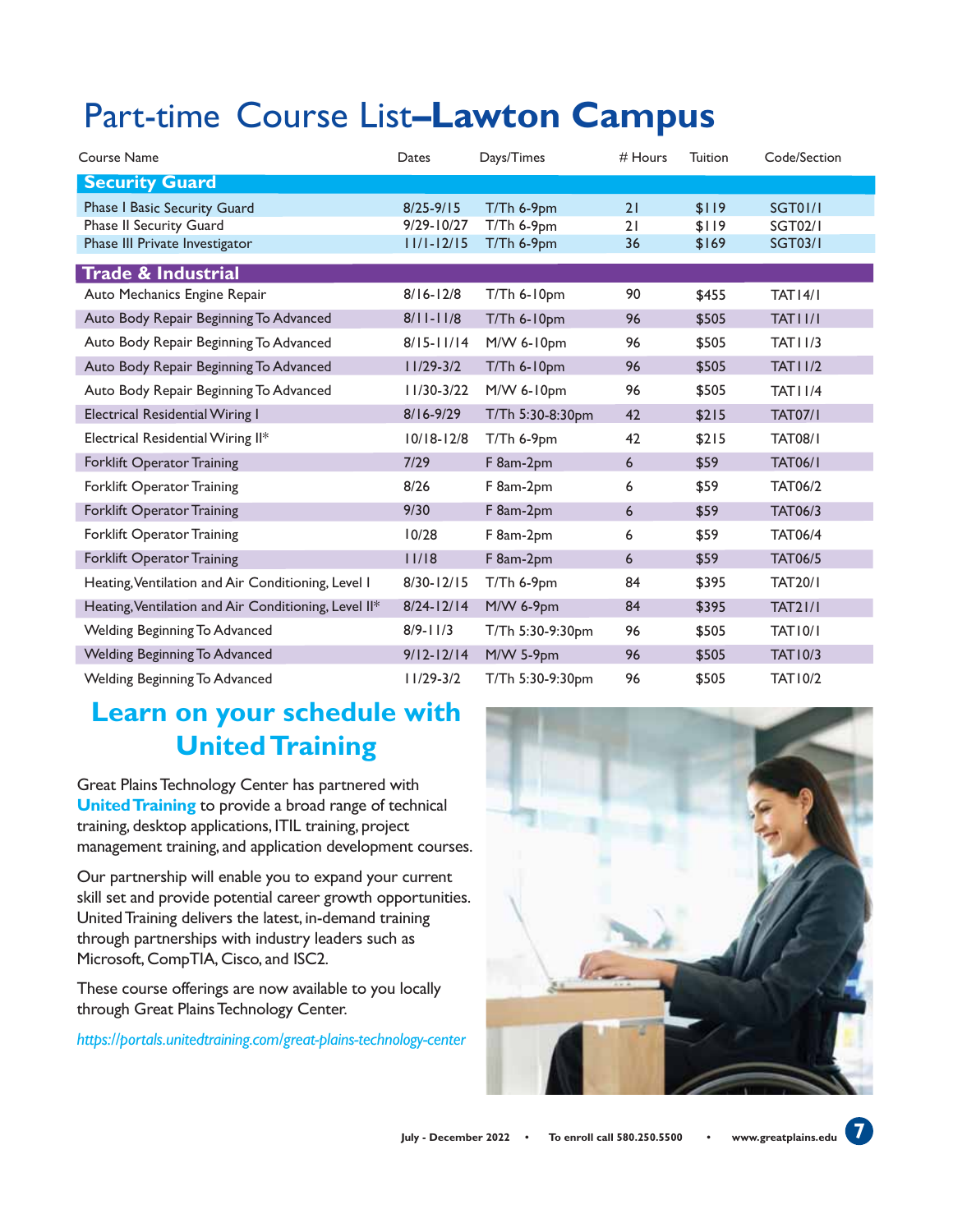# Part-time Course List–Lawton Campus

| Course Name | Dates | Days/Times | # Hours | Tuition | Code/Section |
|---|---|---|---|---|---|
| **Security Guard** | | | | | |
| Phase I Basic Security Guard | 8/25-9/15 | T/Th 6-9pm | 21 | $119 | SGT01/1 |
| Phase II Security Guard | 9/29-10/27 | T/Th 6-9pm | 21 | $119 | SGT02/1 |
| Phase III Private Investigator | 11/1-12/15 | T/Th 6-9pm | 36 | $169 | SGT03/1 |
| **Trade & Industrial** | | | | | |
| Auto Mechanics Engine Repair | 8/16-12/8 | T/Th 6-10pm | 90 | $455 | TAT14/1 |
| Auto Body Repair Beginning To Advanced | 8/11-11/8 | T/Th 6-10pm | 96 | $505 | TAT11/1 |
| Auto Body Repair Beginning To Advanced | 8/15-11/14 | M/W 6-10pm | 96 | $505 | TAT11/3 |
| Auto Body Repair Beginning To Advanced | 11/29-3/2 | T/Th 6-10pm | 96 | $505 | TAT11/2 |
| Auto Body Repair Beginning To Advanced | 11/30-3/22 | M/W 6-10pm | 96 | $505 | TAT11/4 |
| Electrical Residential Wiring I | 8/16-9/29 | T/Th 5:30-8:30pm | 42 | $215 | TAT07/1 |
| Electrical Residential Wiring II* | 10/18-12/8 | T/Th 6-9pm | 42 | $215 | TAT08/1 |
| Forklift Operator Training | 7/29 | F 8am-2pm | 6 | $59 | TAT06/1 |
| Forklift Operator Training | 8/26 | F 8am-2pm | 6 | $59 | TAT06/2 |
| Forklift Operator Training | 9/30 | F 8am-2pm | 6 | $59 | TAT06/3 |
| Forklift Operator Training | 10/28 | F 8am-2pm | 6 | $59 | TAT06/4 |
| Forklift Operator Training | 11/18 | F 8am-2pm | 6 | $59 | TAT06/5 |
| Heating, Ventilation and Air Conditioning, Level I | 8/30-12/15 | T/Th 6-9pm | 84 | $395 | TAT20/1 |
| Heating, Ventilation and Air Conditioning, Level II* | 8/24-12/14 | M/W 6-9pm | 84 | $395 | TAT21/1 |
| Welding Beginning To Advanced | 8/9-11/3 | T/Th 5:30-9:30pm | 96 | $505 | TAT10/1 |
| Welding Beginning To Advanced | 9/12-12/14 | M/W 5-9pm | 96 | $505 | TAT10/3 |
| Welding Beginning To Advanced | 11/29-3/2 | T/Th 5:30-9:30pm | 96 | $505 | TAT10/2 |

## Learn on your schedule with United Training

Great Plains Technology Center has partnered with **United Training** to provide a broad range of technical training, desktop applications, ITIL training, project management training, and application development courses.

Our partnership will enable you to expand your current skill set and provide potential career growth opportunities. United Training delivers the latest, in-demand training through partnerships with industry leaders such as Microsoft, CompTIA, Cisco, and ISC2.

These course offerings are now available to you locally through Great Plains Technology Center.

*https://portals.unitedtraining.com/great-plains-technology-center*

July - December 2022 • To enroll call 580.250.5500 • www.greatplains.edu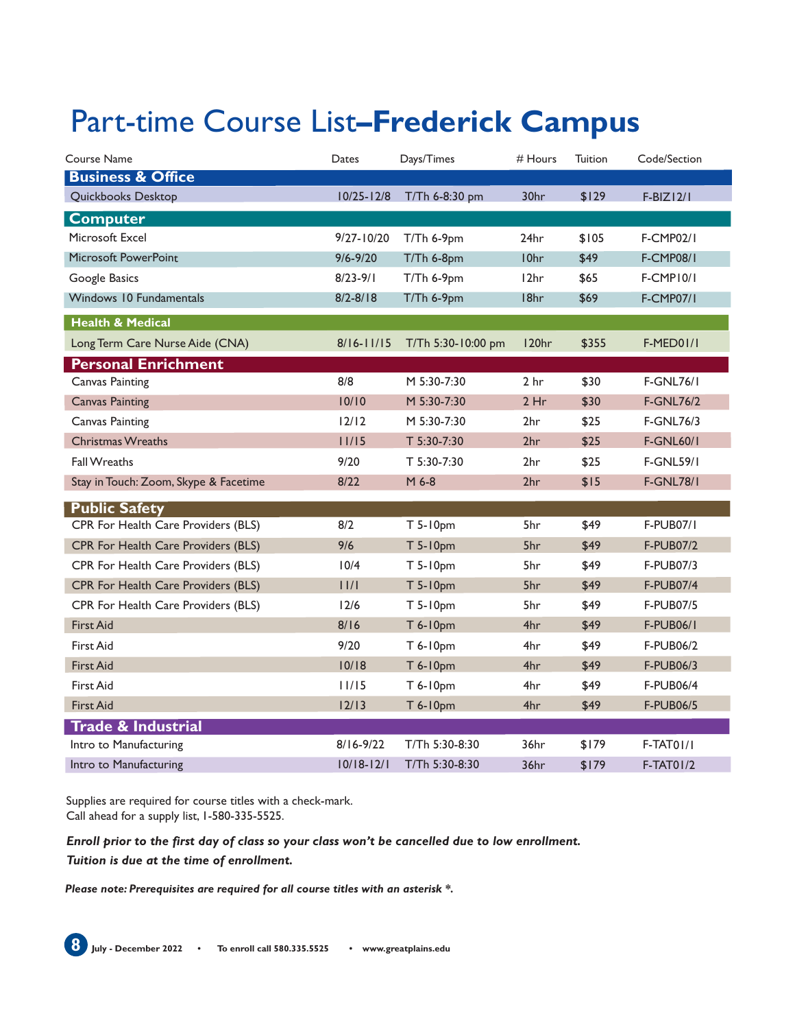# Part-time Course List–**Frederick Campus**

| Course Name | Dates | Days/Times | # Hours | Tuition | Code/Section |
|---|---|---|---|---|---|
| **Business & Office** | | | | | |
| Quickbooks Desktop | 10/25-12/8 | T/Th 6-8:30 pm | 30hr | $129 | F-BIZ12/1 |
| **Computer** | | | | | |
| Microsoft Excel | 9/27-10/20 | T/Th 6-9pm | 24hr | $105 | F-CMP02/1 |
| Microsoft PowerPoint | 9/6-9/20 | T/Th 6-8pm | 10hr | $49 | F-CMP08/1 |
| Google Basics | 8/23-9/1 | T/Th 6-9pm | 12hr | $65 | F-CMP10/1 |
| Windows 10 Fundamentals | 8/2-8/18 | T/Th 6-9pm | 18hr | $69 | F-CMP07/1 |
| **Health & Medical** | | | | | |
| Long Term Care Nurse Aide (CNA) | 8/16-11/15 | T/Th 5:30-10:00 pm | 120hr | $355 | F-MED01/1 |
| **Personal Enrichment** | | | | | |
| Canvas Painting | 8/8 | M 5:30-7:30 | 2 hr | $30 | F-GNL76/1 |
| Canvas Painting | 10/10 | M 5:30-7:30 | 2 Hr | $30 | F-GNL76/2 |
| Canvas Painting | 12/12 | M 5:30-7:30 | 2hr | $25 | F-GNL76/3 |
| Christmas Wreaths | 11/15 | T 5:30-7:30 | 2hr | $25 | F-GNL60/1 |
| Fall Wreaths | 9/20 | T 5:30-7:30 | 2hr | $25 | F-GNL59/1 |
| Stay in Touch: Zoom, Skype & Facetime | 8/22 | M 6-8 | 2hr | $15 | F-GNL78/1 |
| **Public Safety** | | | | | |
| CPR For Health Care Providers (BLS) | 8/2 | T 5-10pm | 5hr | $49 | F-PUB07/1 |
| CPR For Health Care Providers (BLS) | 9/6 | T 5-10pm | 5hr | $49 | F-PUB07/2 |
| CPR For Health Care Providers (BLS) | 10/4 | T 5-10pm | 5hr | $49 | F-PUB07/3 |
| CPR For Health Care Providers (BLS) | 11/1 | T 5-10pm | 5hr | $49 | F-PUB07/4 |
| CPR For Health Care Providers (BLS) | 12/6 | T 5-10pm | 5hr | $49 | F-PUB07/5 |
| First Aid | 8/16 | T 6-10pm | 4hr | $49 | F-PUB06/1 |
| First Aid | 9/20 | T 6-10pm | 4hr | $49 | F-PUB06/2 |
| First Aid | 10/18 | T 6-10pm | 4hr | $49 | F-PUB06/3 |
| First Aid | 11/15 | T 6-10pm | 4hr | $49 | F-PUB06/4 |
| First Aid | 12/13 | T 6-10pm | 4hr | $49 | F-PUB06/5 |
| **Trade & Industrial** | | | | | |
| Intro to Manufacturing | 8/16-9/22 | T/Th 5:30-8:30 | 36hr | $179 | F-TAT01/1 |
| Intro to Manufacturing | 10/18-12/1 | T/Th 5:30-8:30 | 36hr | $179 | F-TAT01/2 |

Supplies are required for course titles with a check-mark.
Call ahead for a supply list, 1-580-335-5525.

***Enroll prior to the first day of class so your class won't be cancelled due to low enrollment.***
***Tuition is due at the time of enrollment.***

***Please note: Prerequisites are required for all course titles with an asterisk \*.***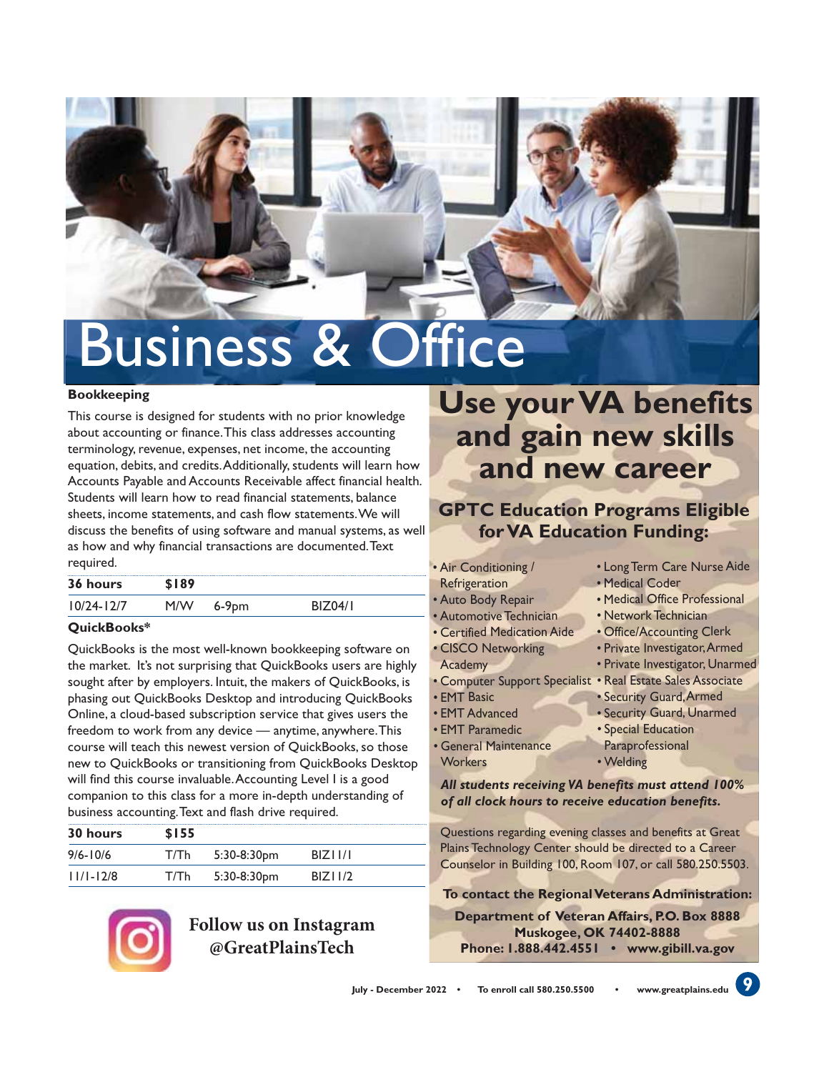# Business & Office

### Bookkeeping

This course is designed for students with no prior knowledge about accounting or finance. This class addresses accounting terminology, revenue, expenses, net income, the accounting equation, debits, and credits. Additionally, students will learn how Accounts Payable and Accounts Receivable affect financial health. Students will learn how to read financial statements, balance sheets, income statements, and cash flow statements. We will discuss the benefits of using software and manual systems, as well as how and why financial transactions are documented. Text required.

| 36 hours | $189 | | |
|---|---|---|---|
| 10/24-12/7 | M/W | 6-9pm | BIZ04/1 |

### QuickBooks*

QuickBooks is the most well-known bookkeeping software on the market. It's not surprising that QuickBooks users are highly sought after by employers. Intuit, the makers of QuickBooks, is phasing out QuickBooks Desktop and introducing QuickBooks Online, a cloud-based subscription service that gives users the freedom to work from any device — anytime, anywhere. This course will teach this newest version of QuickBooks, so those new to QuickBooks or transitioning from QuickBooks Desktop will find this course invaluable. Accounting Level I is a good companion to this class for a more in-depth understanding of business accounting. Text and flash drive required.

| 30 hours | $155 | | |
|---|---|---|---|
| 9/6-10/6 | T/Th | 5:30-8:30pm | BIZ11/1 |
| 11/1-12/8 | T/Th | 5:30-8:30pm | BIZ11/2 |

**Follow us on Instagram @GreatPlainsTech**

## Use your VA benefits and gain new skills and new career

### GPTC Education Programs Eligible for VA Education Funding:

- Air Conditioning / Refrigeration
- Auto Body Repair
- Automotive Technician
- Certified Medication Aide
- CISCO Networking Academy
- Computer Support Specialist
- EMT Basic
- EMT Advanced
- EMT Paramedic
- General Maintenance Workers
- Long Term Care Nurse Aide
- Medical Coder
- Medical Office Professional
- Network Technician
- Office/Accounting Clerk
- Private Investigator, Armed
- Private Investigator, Unarmed
- Real Estate Sales Associate
- Security Guard, Armed
- Security Guard, Unarmed
- Special Education Paraprofessional
- Welding

***All students receiving VA benefits must attend 100% of all clock hours to receive education benefits.***

Questions regarding evening classes and benefits at Great Plains Technology Center should be directed to a Career Counselor in Building 100, Room 107, or call 580.250.5503.

**To contact the Regional Veterans Administration:**

**Department of Veteran Affairs, P.O. Box 8888**
**Muskogee, OK 74402-8888**
**Phone: 1.888.442.4551 • www.gibill.va.gov**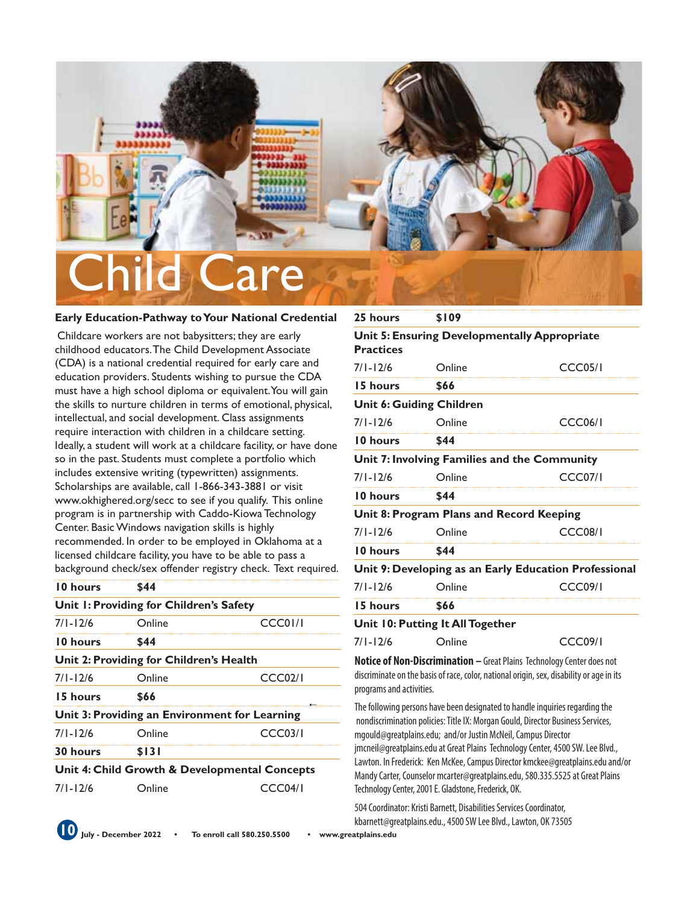# Child Care

**Early Education-Pathway to Your National Credential**

Childcare workers are not babysitters; they are early childhood educators. The Child Development Associate (CDA) is a national credential required for early care and education providers. Students wishing to pursue the CDA must have a high school diploma or equivalent. You will gain the skills to nurture children in terms of emotional, physical, intellectual, and social development. Class assignments require interaction with children in a childcare setting. Ideally, a student will work at a childcare facility, or have done so in the past. Students must complete a portfolio which includes extensive writing (typewritten) assignments. Scholarships are available, call 1-866-343-3881 or visit www.okhighered.org/secc to see if you qualify. This online program is in partnership with Caddo-Kiowa Technology Center. Basic Windows navigation skills is highly recommended. In order to be employed in Oklahoma at a licensed childcare facility, you have to be able to pass a background check/sex offender registry check. Text required.

**10 hours $44**

**Unit 1: Providing for Children's Safety**

| 7/1-12/6 | Online | CCC01/1 |
|---|---|---|

**10 hours $44**

**Unit 2: Providing for Children's Health**

| 7/1-12/6 | Online | CCC02/1 |
|---|---|---|

**15 hours $66**

**Unit 3: Providing an Environment for Learning**

| 7/1-12/6 | Online | CCC03/1 |
|---|---|---|

**30 hours $131**

**Unit 4: Child Growth & Developmental Concepts**

| 7/1-12/6 | Online | CCC04/1 |
|---|---|---|

**25 hours $109**

**Unit 5: Ensuring Developmentally Appropriate Practices**

| 7/1-12/6 | Online | CCC05/1 |
|---|---|---|

**15 hours $66**

**Unit 6: Guiding Children**

| 7/1-12/6 | Online | CCC06/1 |
|---|---|---|

**10 hours $44**

**Unit 7: Involving Families and the Community**

| 7/1-12/6 | Online | CCC07/1 |
|---|---|---|

**10 hours $44**

**Unit 8: Program Plans and Record Keeping**

| 7/1-12/6 | Online | CCC08/1 |
|---|---|---|

**10 hours $44**

**Unit 9: Developing as an Early Education Professional**

| 7/1-12/6 | Online | CCC09/1 |
|---|---|---|

**15 hours $66**

**Unit 10: Putting It All Together**

| 7/1-12/6 | Online | CCC09/1 |
|---|---|---|

**Notice of Non-Discrimination –** Great Plains Technology Center does not discriminate on the basis of race, color, national origin, sex, disability or age in its programs and activities.

The following persons have been designated to handle inquiries regarding the nondiscrimination policies: Title IX: Morgan Gould, Director Business Services, mgould@greatplains.edu; and/or Justin McNeil, Campus Director jmcneil@greatplains.edu at Great Plains Technology Center, 4500 SW. Lee Blvd., Lawton. In Frederick: Ken McKee, Campus Director kmckee@greatplains.edu and/or Mandy Carter, Counselor mcarter@greatplains.edu, 580.335.5525 at Great Plains Technology Center, 2001 E. Gladstone, Frederick, OK.

504 Coordinator: Kristi Barnett, Disabilities Services Coordinator, kbarnett@greatplains.edu., 4500 SW Lee Blvd., Lawton, OK 73505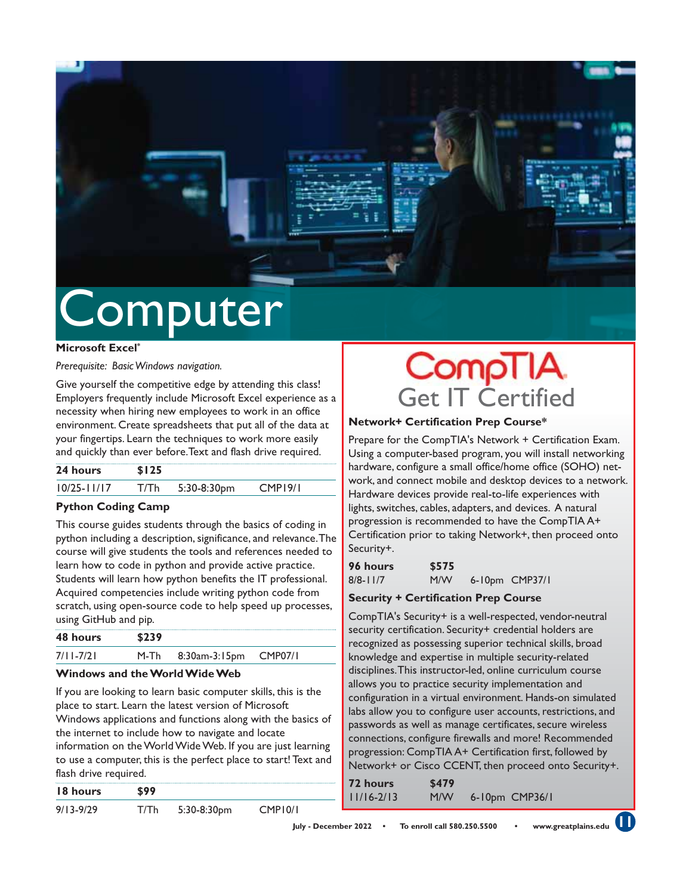# Computer

### Microsoft Excel*

*Prerequisite: Basic Windows navigation.*

Give yourself the competitive edge by attending this class! Employers frequently include Microsoft Excel experience as a necessity when hiring new employees to work in an office environment. Create spreadsheets that put all of the data at your fingertips. Learn the techniques to work more easily and quickly than ever before. Text and flash drive required.

| **24 hours** | **$125** | | |
|---|---|---|---|
| 10/25-11/17 | T/Th | 5:30-8:30pm | CMP19/1 |

### Python Coding Camp

This course guides students through the basics of coding in python including a description, significance, and relevance. The course will give students the tools and references needed to learn how to code in python and provide active practice. Students will learn how python benefits the IT professional. Acquired competencies include writing python code from scratch, using open-source code to help speed up processes, using GitHub and pip.

| **48 hours** | **$239** | | |
|---|---|---|---|
| 7/11-7/21 | M-Th | 8:30am-3:15pm | CMP07/1 |

### Windows and the World Wide Web

If you are looking to learn basic computer skills, this is the place to start. Learn the latest version of Microsoft Windows applications and functions along with the basics of the internet to include how to navigate and locate information on the World Wide Web. If you are just learning to use a computer, this is the perfect place to start! Text and flash drive required.

| **18 hours** | **$99** | | |
|---|---|---|---|
| 9/13-9/29 | T/Th | 5:30-8:30pm | CMP10/1 |

## CompTIA
## Get IT Certified

### Network+ Certification Prep Course*

Prepare for the CompTIA's Network + Certification Exam. Using a computer-based program, you will install networking hardware, configure a small office/home office (SOHO) network, and connect mobile and desktop devices to a network. Hardware devices provide real-to-life experiences with lights, switches, cables, adapters, and devices. A natural progression is recommended to have the CompTIA A+ Certification prior to taking Network+, then proceed onto Security+.

| **96 hours** | **$575** | | |
|---|---|---|---|
| 8/8-11/7 | M/W | 6-10pm | CMP37/1 |

### Security + Certification Prep Course

CompTIA's Security+ is a well-respected, vendor-neutral security certification. Security+ credential holders are recognized as possessing superior technical skills, broad knowledge and expertise in multiple security-related disciplines. This instructor-led, online curriculum course allows you to practice security implementation and configuration in a virtual environment. Hands-on simulated labs allow you to configure user accounts, restrictions, and passwords as well as manage certificates, secure wireless connections, configure firewalls and more! Recommended progression: CompTIA A+ Certification first, followed by Network+ or Cisco CCENT, then proceed onto Security+.

| **72 hours** | **$479** | | |
|---|---|---|---|
| 11/16-2/13 | M/W | 6-10pm | CMP36/1 |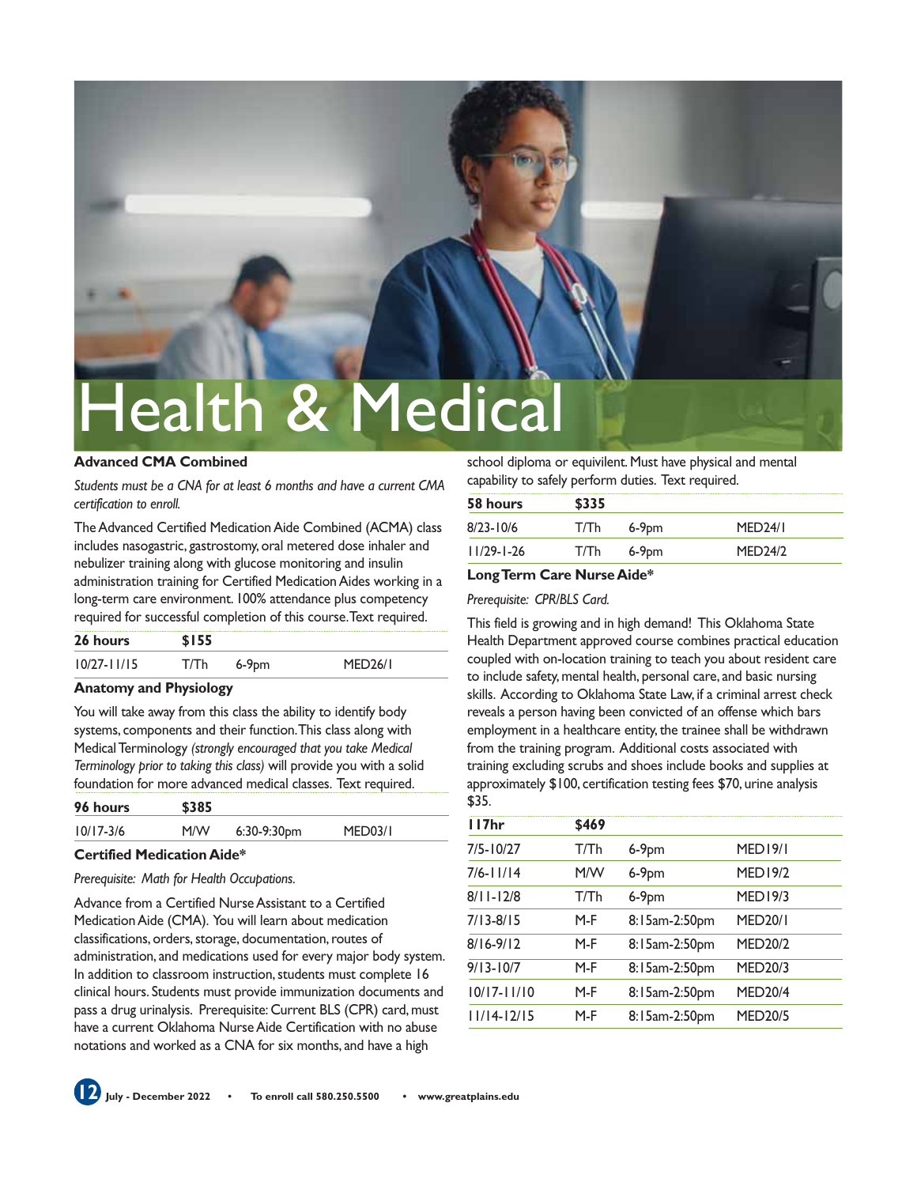# Health & Medical

### Advanced CMA Combined

*Students must be a CNA for at least 6 months and have a current CMA certification to enroll.*

The Advanced Certified Medication Aide Combined (ACMA) class includes nasogastric, gastrostomy, oral metered dose inhaler and nebulizer training along with glucose monitoring and insulin administration training for Certified Medication Aides working in a long-term care environment. 100% attendance plus competency required for successful completion of this course. Text required.

| 26 hours | $155 | | |
|---|---|---|---|
| 10/27-11/15 | T/Th | 6-9pm | MED26/1 |

### Anatomy and Physiology

You will take away from this class the ability to identify body systems, components and their function. This class along with Medical Terminology *(strongly encouraged that you take Medical Terminology prior to taking this class)* will provide you with a solid foundation for more advanced medical classes. Text required.

| 96 hours | $385 | | |
|---|---|---|---|
| 10/17-3/6 | M/W | 6:30-9:30pm | MED03/1 |

### Certified Medication Aide*

*Prerequisite: Math for Health Occupations.*

Advance from a Certified Nurse Assistant to a Certified Medication Aide (CMA). You will learn about medication classifications, orders, storage, documentation, routes of administration, and medications used for every major body system. In addition to classroom instruction, students must complete 16 clinical hours. Students must provide immunization documents and pass a drug urinalysis. Prerequisite: Current BLS (CPR) card, must have a current Oklahoma Nurse Aide Certification with no abuse notations and worked as a CNA for six months, and have a high school diploma or equivilent. Must have physical and mental capability to safely perform duties. Text required.

| 58 hours | $335 | | |
|---|---|---|---|
| 8/23-10/6 | T/Th | 6-9pm | MED24/1 |
| 11/29-1-26 | T/Th | 6-9pm | MED24/2 |

### Long Term Care Nurse Aide*

*Prerequisite: CPR/BLS Card.*

This field is growing and in high demand! This Oklahoma State Health Department approved course combines practical education coupled with on-location training to teach you about resident care to include safety, mental health, personal care, and basic nursing skills. According to Oklahoma State Law, if a criminal arrest check reveals a person having been convicted of an offense which bars employment in a healthcare entity, the trainee shall be withdrawn from the training program. Additional costs associated with training excluding scrubs and shoes include books and supplies at approximately $100, certification testing fees $70, urine analysis $35.

| 117hr | $469 | | |
|---|---|---|---|
| 7/5-10/27 | T/Th | 6-9pm | MED19/1 |
| 7/6-11/14 | M/W | 6-9pm | MED19/2 |
| 8/11-12/8 | T/Th | 6-9pm | MED19/3 |
| 7/13-8/15 | M-F | 8:15am-2:50pm | MED20/1 |
| 8/16-9/12 | M-F | 8:15am-2:50pm | MED20/2 |
| 9/13-10/7 | M-F | 8:15am-2:50pm | MED20/3 |
| 10/17-11/10 | M-F | 8:15am-2:50pm | MED20/4 |
| 11/14-12/15 | M-F | 8:15am-2:50pm | MED20/5 |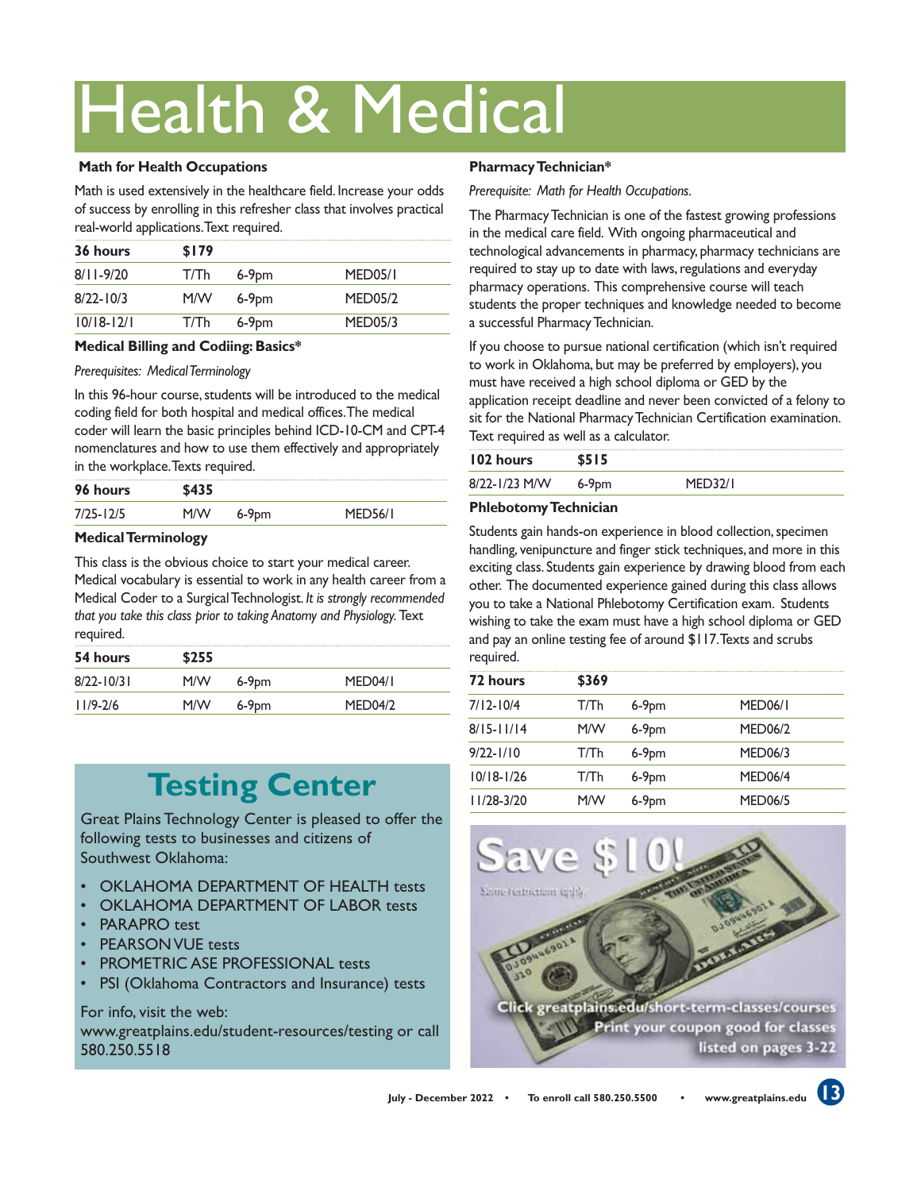# Health & Medical

### Math for Health Occupations

Math is used extensively in the healthcare field. Increase your odds of success by enrolling in this refresher class that involves practical real-world applications. Text required.

| 36 hours | $179 | | |
|---|---|---|---|
| 8/11-9/20 | T/Th | 6-9pm | MED05/1 |
| 8/22-10/3 | M/W | 6-9pm | MED05/2 |
| 10/18-12/1 | T/Th | 6-9pm | MED05/3 |

### Medical Billing and Codiing: Basics*

*Prerequisites: Medical Terminology*

In this 96-hour course, students will be introduced to the medical coding field for both hospital and medical offices. The medical coder will learn the basic principles behind ICD-10-CM and CPT-4 nomenclatures and how to use them effectively and appropriately in the workplace. Texts required.

| 96 hours | $435 | | |
|---|---|---|---|
| 7/25-12/5 | M/W | 6-9pm | MED56/1 |

### Medical Terminology

This class is the obvious choice to start your medical career. Medical vocabulary is essential to work in any health career from a Medical Coder to a Surgical Technologist. *It is strongly recommended that you take this class prior to taking Anatomy and Physiology.* Text required.

| 54 hours | $255 | | |
|---|---|---|---|
| 8/22-10/31 | M/W | 6-9pm | MED04/1 |
| 11/9-2/6 | M/W | 6-9pm | MED04/2 |

## Testing Center

Great Plains Technology Center is pleased to offer the following tests to businesses and citizens of Southwest Oklahoma:

- OKLAHOMA DEPARTMENT OF HEALTH tests
- OKLAHOMA DEPARTMENT OF LABOR tests
- PARAPRO test
- PEARSON VUE tests
- PROMETRIC ASE PROFESSIONAL tests
- PSI (Oklahoma Contractors and Insurance) tests

For info, visit the web:
www.greatplains.edu/student-resources/testing or call 580.250.5518

### Pharmacy Technician*

*Prerequisite: Math for Health Occupations.*

The Pharmacy Technician is one of the fastest growing professions in the medical care field. With ongoing pharmaceutical and technological advancements in pharmacy, pharmacy technicians are required to stay up to date with laws, regulations and everyday pharmacy operations. This comprehensive course will teach students the proper techniques and knowledge needed to become a successful Pharmacy Technician.

If you choose to pursue national certification (which isn't required to work in Oklahoma, but may be preferred by employers), you must have received a high school diploma or GED by the application receipt deadline and never been convicted of a felony to sit for the National Pharmacy Technician Certification examination. Text required as well as a calculator.

| 102 hours | $515 | |
|---|---|---|
| 8/22-1/23 M/W | 6-9pm | MED32/1 |

### Phlebotomy Technician

Students gain hands-on experience in blood collection, specimen handling, venipuncture and finger stick techniques, and more in this exciting class. Students gain experience by drawing blood from each other. The documented experience gained during this class allows you to take a National Phlebotomy Certification exam. Students wishing to take the exam must have a high school diploma or GED and pay an online testing fee of around $117. Texts and scrubs required.

| 72 hours | $369 | | |
|---|---|---|---|
| 7/12-10/4 | T/Th | 6-9pm | MED06/1 |
| 8/15-11/14 | M/W | 6-9pm | MED06/2 |
| 9/22-1/10 | T/Th | 6-9pm | MED06/3 |
| 10/18-1/26 | T/Th | 6-9pm | MED06/4 |
| 11/28-3/20 | M/W | 6-9pm | MED06/5 |

**Save $10!**

Some restrictions apply.

Click greatplains.edu/short-term-classes/courses
Print your coupon good for classes listed on pages 3-22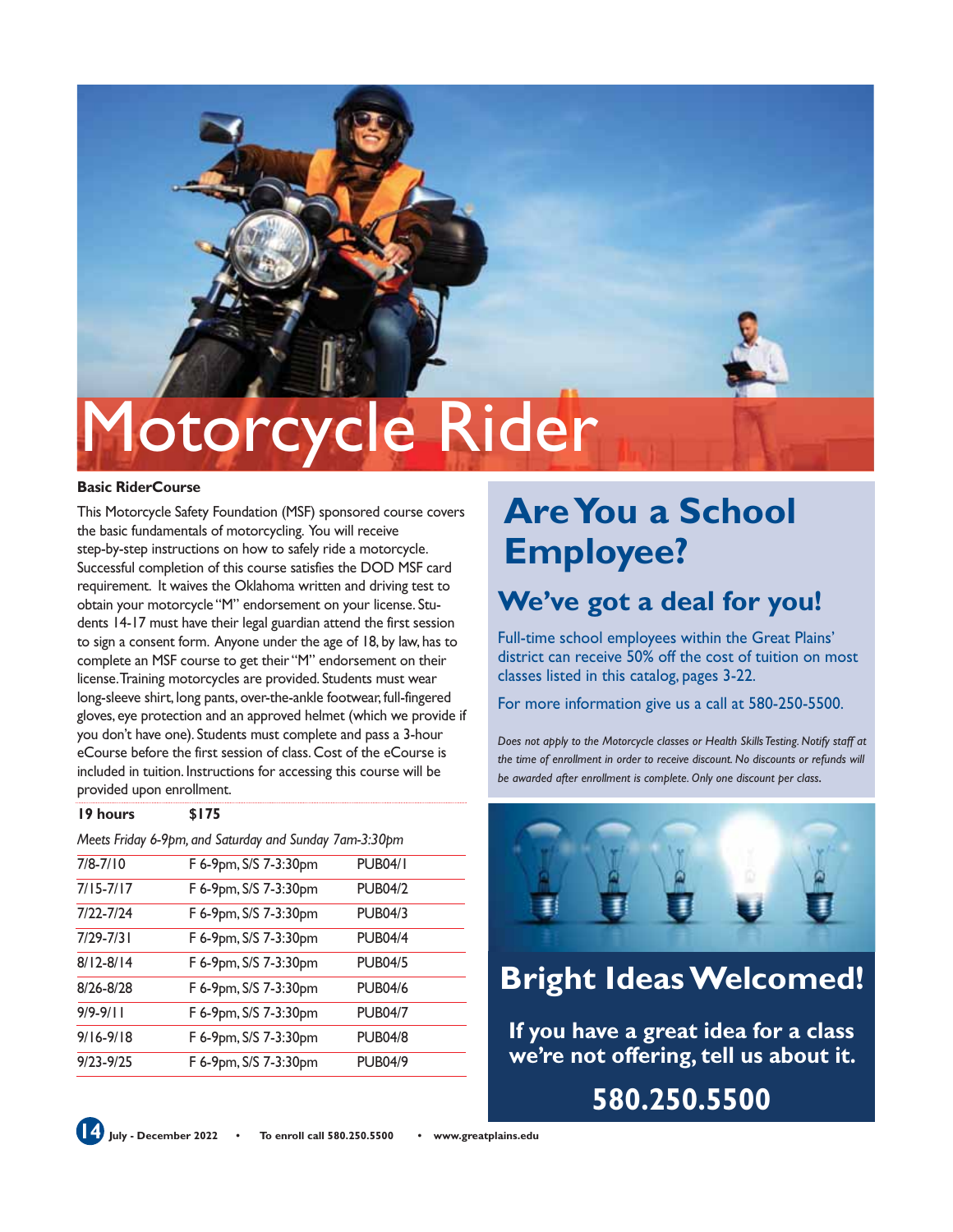# Motorcycle Rider

### Basic RiderCourse

This Motorcycle Safety Foundation (MSF) sponsored course covers the basic fundamentals of motorcycling. You will receive step-by-step instructions on how to safely ride a motorcycle. Successful completion of this course satisfies the DOD MSF card requirement. It waives the Oklahoma written and driving test to obtain your motorcycle "M" endorsement on your license. Students 14-17 must have their legal guardian attend the first session to sign a consent form. Anyone under the age of 18, by law, has to complete an MSF course to get their "M" endorsement on their license. Training motorcycles are provided. Students must wear long-sleeve shirt, long pants, over-the-ankle footwear, full-fingered gloves, eye protection and an approved helmet (which we provide if you don't have one). Students must complete and pass a 3-hour eCourse before the first session of class. Cost of the eCourse is included in tuition. Instructions for accessing this course will be provided upon enrollment.

**19 hours** **$175**

*Meets Friday 6-9pm, and Saturday and Sunday 7am-3:30pm*

| Dates | Time | Course |
|---|---|---|
| 7/8-7/10 | F 6-9pm, S/S 7-3:30pm | PUB04/1 |
| 7/15-7/17 | F 6-9pm, S/S 7-3:30pm | PUB04/2 |
| 7/22-7/24 | F 6-9pm, S/S 7-3:30pm | PUB04/3 |
| 7/29-7/31 | F 6-9pm, S/S 7-3:30pm | PUB04/4 |
| 8/12-8/14 | F 6-9pm, S/S 7-3:30pm | PUB04/5 |
| 8/26-8/28 | F 6-9pm, S/S 7-3:30pm | PUB04/6 |
| 9/9-9/11 | F 6-9pm, S/S 7-3:30pm | PUB04/7 |
| 9/16-9/18 | F 6-9pm, S/S 7-3:30pm | PUB04/8 |
| 9/23-9/25 | F 6-9pm, S/S 7-3:30pm | PUB04/9 |

## Are You a School Employee?

### We've got a deal for you!

Full-time school employees within the Great Plains' district can receive 50% off the cost of tuition on most classes listed in this catalog, pages 3-22.

For more information give us a call at 580-250-5500.

*Does not apply to the Motorcycle classes or Health Skills Testing. Notify staff at the time of enrollment in order to receive discount. No discounts or refunds will be awarded after enrollment is complete. Only one discount per class.*

## Bright Ideas Welcomed!

**If you have a great idea for a class we're not offering, tell us about it.**

**580.250.5500**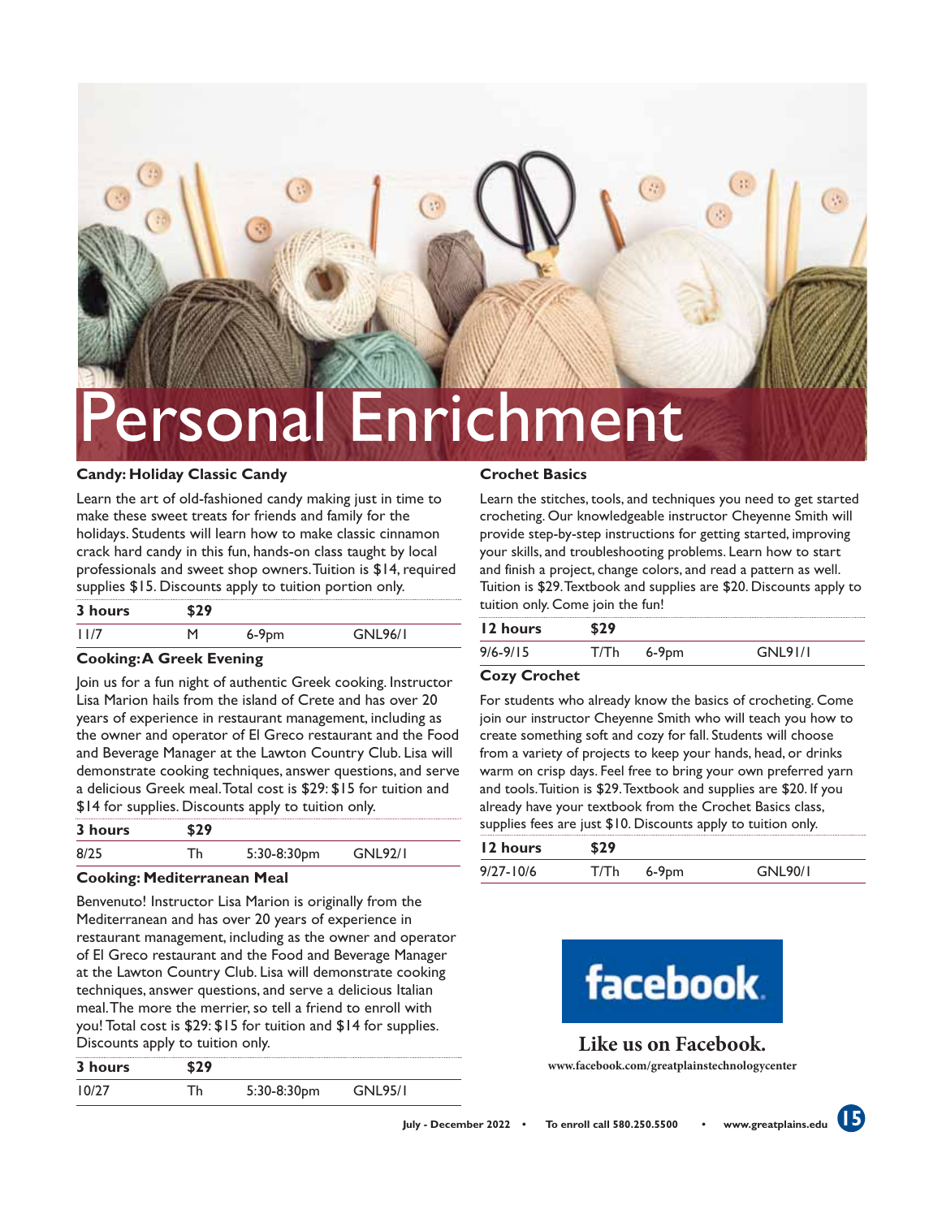# Personal Enrichment

### Candy: Holiday Classic Candy

Learn the art of old-fashioned candy making just in time to make these sweet treats for friends and family for the holidays. Students will learn how to make classic cinnamon crack hard candy in this fun, hands-on class taught by local professionals and sweet shop owners. Tuition is $14, required supplies $15. Discounts apply to tuition portion only.

| 3 hours | $29 | | |
|---|---|---|---|
| 11/7 | M | 6-9pm | GNL96/1 |

### Cooking: A Greek Evening

Join us for a fun night of authentic Greek cooking. Instructor Lisa Marion hails from the island of Crete and has over 20 years of experience in restaurant management, including as the owner and operator of El Greco restaurant and the Food and Beverage Manager at the Lawton Country Club. Lisa will demonstrate cooking techniques, answer questions, and serve a delicious Greek meal. Total cost is $29: $15 for tuition and $14 for supplies. Discounts apply to tuition only.

| 3 hours | $29 | | |
|---|---|---|---|
| 8/25 | Th | 5:30-8:30pm | GNL92/1 |

### Cooking: Mediterranean Meal

Benvenuto! Instructor Lisa Marion is originally from the Mediterranean and has over 20 years of experience in restaurant management, including as the owner and operator of El Greco restaurant and the Food and Beverage Manager at the Lawton Country Club. Lisa will demonstrate cooking techniques, answer questions, and serve a delicious Italian meal. The more the merrier, so tell a friend to enroll with you! Total cost is $29: $15 for tuition and $14 for supplies. Discounts apply to tuition only.

| 3 hours | $29 | | |
|---|---|---|---|
| 10/27 | Th | 5:30-8:30pm | GNL95/1 |

### Crochet Basics

Learn the stitches, tools, and techniques you need to get started crocheting. Our knowledgeable instructor Cheyenne Smith will provide step-by-step instructions for getting started, improving your skills, and troubleshooting problems. Learn how to start and finish a project, change colors, and read a pattern as well. Tuition is $29. Textbook and supplies are $20. Discounts apply to tuition only. Come join the fun!

| 12 hours | $29 | | |
|---|---|---|---|
| 9/6-9/15 | T/Th | 6-9pm | GNL91/1 |

### Cozy Crochet

For students who already know the basics of crocheting. Come join our instructor Cheyenne Smith who will teach you how to create something soft and cozy for fall. Students will choose from a variety of projects to keep your hands, head, or drinks warm on crisp days. Feel free to bring your own preferred yarn and tools. Tuition is $29. Textbook and supplies are $20. If you already have your textbook from the Crochet Basics class, supplies fees are just $10. Discounts apply to tuition only.

| 12 hours | $29 | | |
|---|---|---|---|
| 9/27-10/6 | T/Th | 6-9pm | GNL90/1 |

facebook

**Like us on Facebook.**

www.facebook.com/greatplainstechnologycenter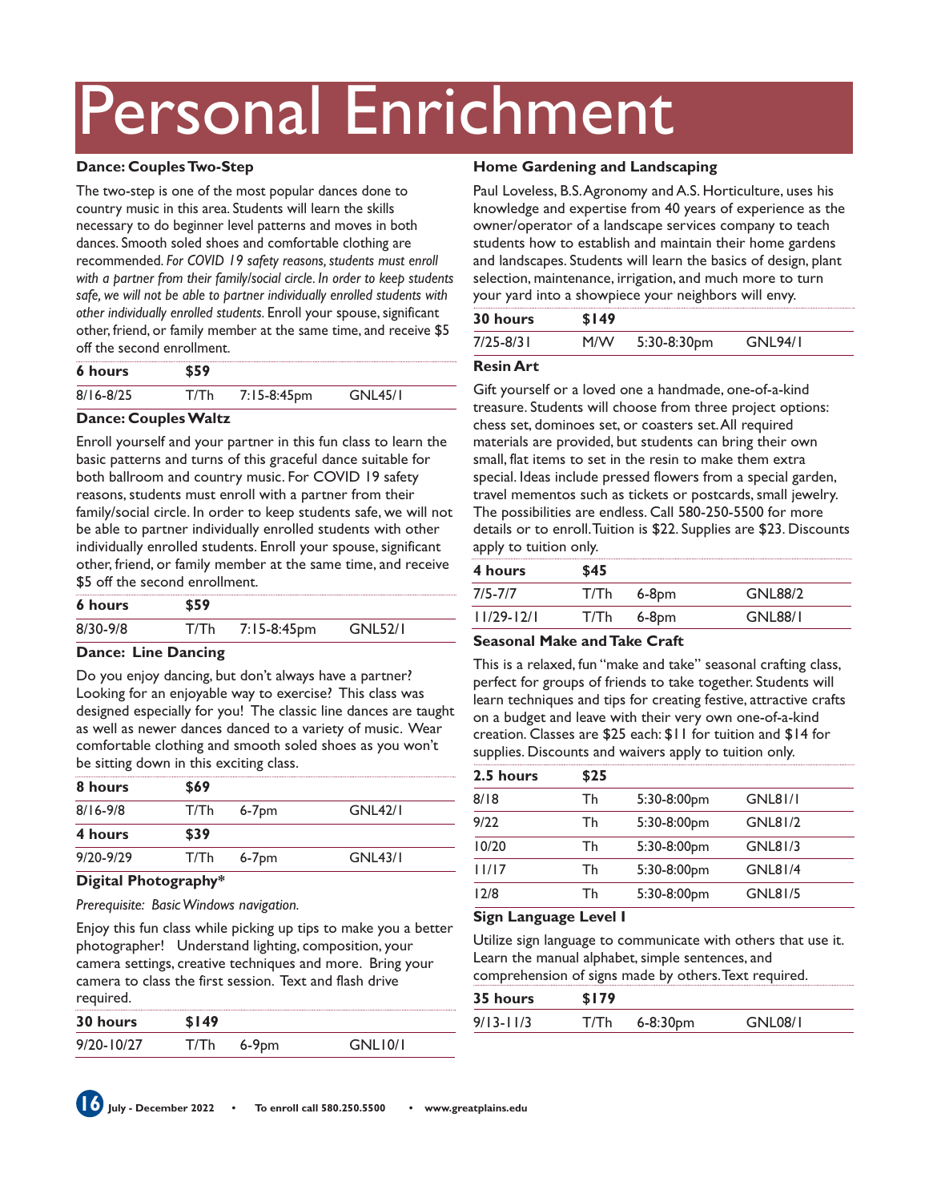# Personal Enrichment

### Dance: Couples Two-Step

The two-step is one of the most popular dances done to country music in this area. Students will learn the skills necessary to do beginner level patterns and moves in both dances. Smooth soled shoes and comfortable clothing are recommended. *For COVID 19 safety reasons, students must enroll with a partner from their family/social circle. In order to keep students safe, we will not be able to partner individually enrolled students with other individually enrolled students.* Enroll your spouse, significant other, friend, or family member at the same time, and receive $5 off the second enrollment.

| 6 hours | $59 | | |
|---|---|---|---|
| 8/16-8/25 | T/Th | 7:15-8:45pm | GNL45/1 |

### Dance: Couples Waltz

Enroll yourself and your partner in this fun class to learn the basic patterns and turns of this graceful dance suitable for both ballroom and country music. For COVID 19 safety reasons, students must enroll with a partner from their family/social circle. In order to keep students safe, we will not be able to partner individually enrolled students with other individually enrolled students. Enroll your spouse, significant other, friend, or family member at the same time, and receive $5 off the second enrollment.

| 6 hours | $59 | | |
|---|---|---|---|
| 8/30-9/8 | T/Th | 7:15-8:45pm | GNL52/1 |

### Dance: Line Dancing

Do you enjoy dancing, but don't always have a partner? Looking for an enjoyable way to exercise? This class was designed especially for you! The classic line dances are taught as well as newer dances danced to a variety of music. Wear comfortable clothing and smooth soled shoes as you won't be sitting down in this exciting class.

| 8 hours | $69 | | |
|---|---|---|---|
| 8/16-9/8 | T/Th | 6-7pm | GNL42/1 |
| **4 hours** | **$39** | | |
| 9/20-9/29 | T/Th | 6-7pm | GNL43/1 |

### Digital Photography*

*Prerequisite: Basic Windows navigation.*

Enjoy this fun class while picking up tips to make you a better photographer! Understand lighting, composition, your camera settings, creative techniques and more. Bring your camera to class the first session. Text and flash drive required.

| 30 hours | $149 | | |
|---|---|---|---|
| 9/20-10/27 | T/Th | 6-9pm | GNL10/1 |

### Home Gardening and Landscaping

Paul Loveless, B.S. Agronomy and A.S. Horticulture, uses his knowledge and expertise from 40 years of experience as the owner/operator of a landscape services company to teach students how to establish and maintain their home gardens and landscapes. Students will learn the basics of design, plant selection, maintenance, irrigation, and much more to turn your yard into a showpiece your neighbors will envy.

| 30 hours | $149 | | |
|---|---|---|---|
| 7/25-8/31 | M/W | 5:30-8:30pm | GNL94/1 |

### Resin Art

Gift yourself or a loved one a handmade, one-of-a-kind treasure. Students will choose from three project options: chess set, dominoes set, or coasters set. All required materials are provided, but students can bring their own small, flat items to set in the resin to make them extra special. Ideas include pressed flowers from a special garden, travel mementos such as tickets or postcards, small jewelry. The possibilities are endless. Call 580-250-5500 for more details or to enroll. Tuition is $22. Supplies are $23. Discounts apply to tuition only.

| 4 hours | $45 | | |
|---|---|---|---|
| 7/5-7/7 | T/Th | 6-8pm | GNL88/2 |
| 11/29-12/1 | T/Th | 6-8pm | GNL88/1 |

### Seasonal Make and Take Craft

This is a relaxed, fun "make and take" seasonal crafting class, perfect for groups of friends to take together. Students will learn techniques and tips for creating festive, attractive crafts on a budget and leave with their very own one-of-a-kind creation. Classes are $25 each: $11 for tuition and $14 for supplies. Discounts and waivers apply to tuition only.

| 2.5 hours | $25 | | |
|---|---|---|---|
| 8/18 | Th | 5:30-8:00pm | GNL81/1 |
| 9/22 | Th | 5:30-8:00pm | GNL81/2 |
| 10/20 | Th | 5:30-8:00pm | GNL81/3 |
| 11/17 | Th | 5:30-8:00pm | GNL81/4 |
| 12/8 | Th | 5:30-8:00pm | GNL81/5 |

### Sign Language Level I

Utilize sign language to communicate with others that use it. Learn the manual alphabet, simple sentences, and comprehension of signs made by others. Text required.

| 35 hours | $179 | | |
|---|---|---|---|
| 9/13-11/3 | T/Th | 6-8:30pm | GNL08/1 |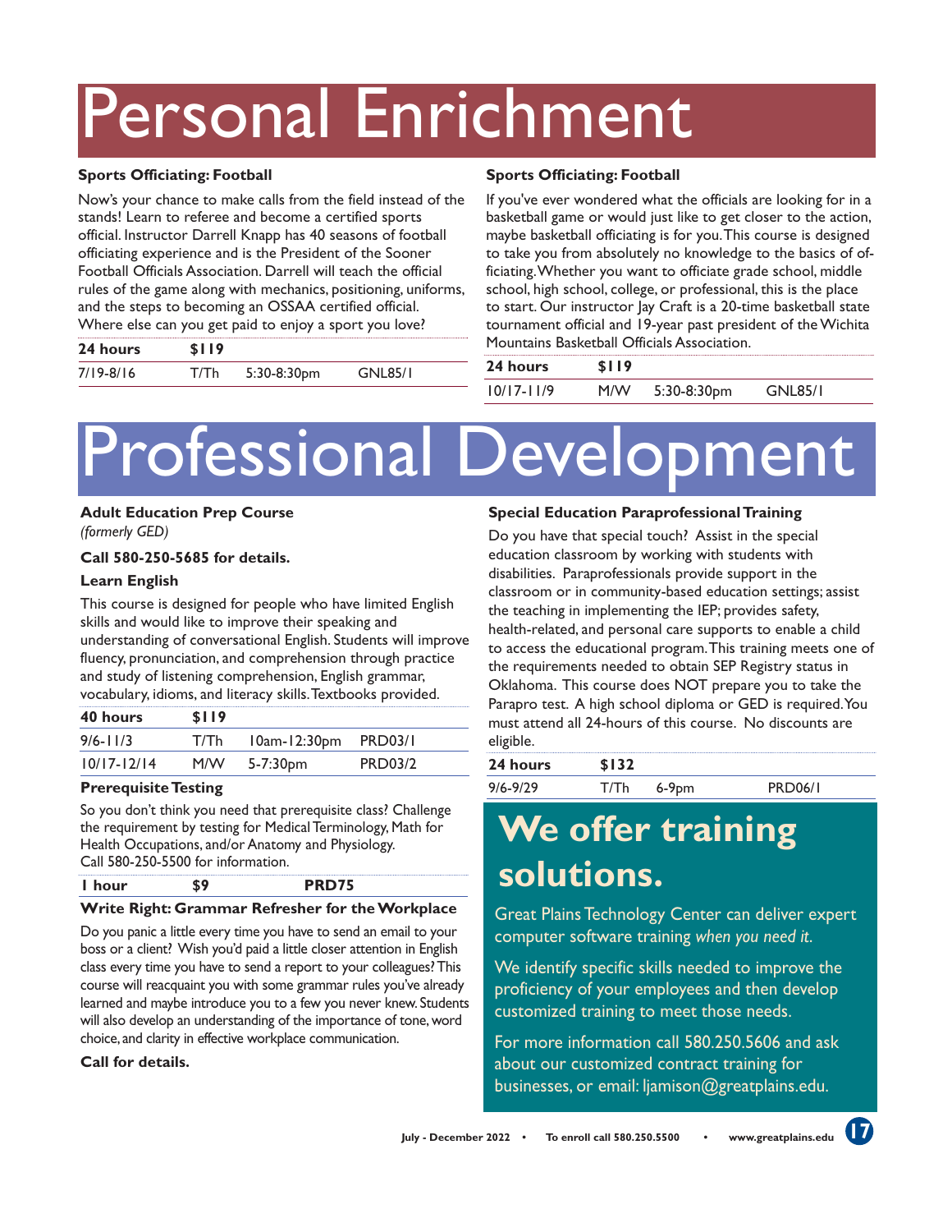# Personal Enrichment

### Sports Officiating: Football

Now's your chance to make calls from the field instead of the stands! Learn to referee and become a certified sports official. Instructor Darrell Knapp has 40 seasons of football officiating experience and is the President of the Sooner Football Officials Association. Darrell will teach the official rules of the game along with mechanics, positioning, uniforms, and the steps to becoming an OSSAA certified official. Where else can you get paid to enjoy a sport you love?

| 24 hours | $119 | | |
|---|---|---|---|
| 7/19-8/16 | T/Th | 5:30-8:30pm | GNL85/1 |

### Sports Officiating: Football

If you've ever wondered what the officials are looking for in a basketball game or would just like to get closer to the action, maybe basketball officiating is for you. This course is designed to take you from absolutely no knowledge to the basics of officiating. Whether you want to officiate grade school, middle school, high school, college, or professional, this is the place to start. Our instructor Jay Craft is a 20-time basketball state tournament official and 19-year past president of the Wichita Mountains Basketball Officials Association.

| 24 hours | $119 | | |
|---|---|---|---|
| 10/17-11/9 | M/W | 5:30-8:30pm | GNL85/1 |

# Professional Development

### Adult Education Prep Course

*(formerly GED)*

**Call 580-250-5685 for details.**

### Learn English

This course is designed for people who have limited English skills and would like to improve their speaking and understanding of conversational English. Students will improve fluency, pronunciation, and comprehension through practice and study of listening comprehension, English grammar, vocabulary, idioms, and literacy skills. Textbooks provided.

| 40 hours | $119 | | |
|---|---|---|---|
| 9/6-11/3 | T/Th | 10am-12:30pm | PRD03/1 |
| 10/17-12/14 | M/W | 5-7:30pm | PRD03/2 |

### Prerequisite Testing

So you don't think you need that prerequisite class? Challenge the requirement by testing for Medical Terminology, Math for Health Occupations, and/or Anatomy and Physiology.
Call 580-250-5500 for information.

| 1 hour | $9 | PRD75 |
|---|---|---|

### Write Right: Grammar Refresher for the Workplace

Do you panic a little every time you have to send an email to your boss or a client? Wish you'd paid a little closer attention in English class every time you have to send a report to your colleagues? This course will reacquaint you with some grammar rules you've already learned and maybe introduce you to a few you never knew. Students will also develop an understanding of the importance of tone, word choice, and clarity in effective workplace communication.

**Call for details.**

### Special Education Paraprofessional Training

Do you have that special touch? Assist in the special education classroom by working with students with disabilities. Paraprofessionals provide support in the classroom or in community-based education settings; assist the teaching in implementing the IEP; provides safety, health-related, and personal care supports to enable a child to access the educational program. This training meets one of the requirements needed to obtain SEP Registry status in Oklahoma. This course does NOT prepare you to take the Parapro test. A high school diploma or GED is required. You must attend all 24-hours of this course. No discounts are eligible.

| 24 hours | $132 | | |
|---|---|---|---|
| 9/6-9/29 | T/Th | 6-9pm | PRD06/1 |

## We offer training solutions.

Great Plains Technology Center can deliver expert computer software training *when you need it*.

We identify specific skills needed to improve the proficiency of your employees and then develop customized training to meet those needs.

For more information call 580.250.5606 and ask about our customized contract training for businesses, or email: ljamison@greatplains.edu.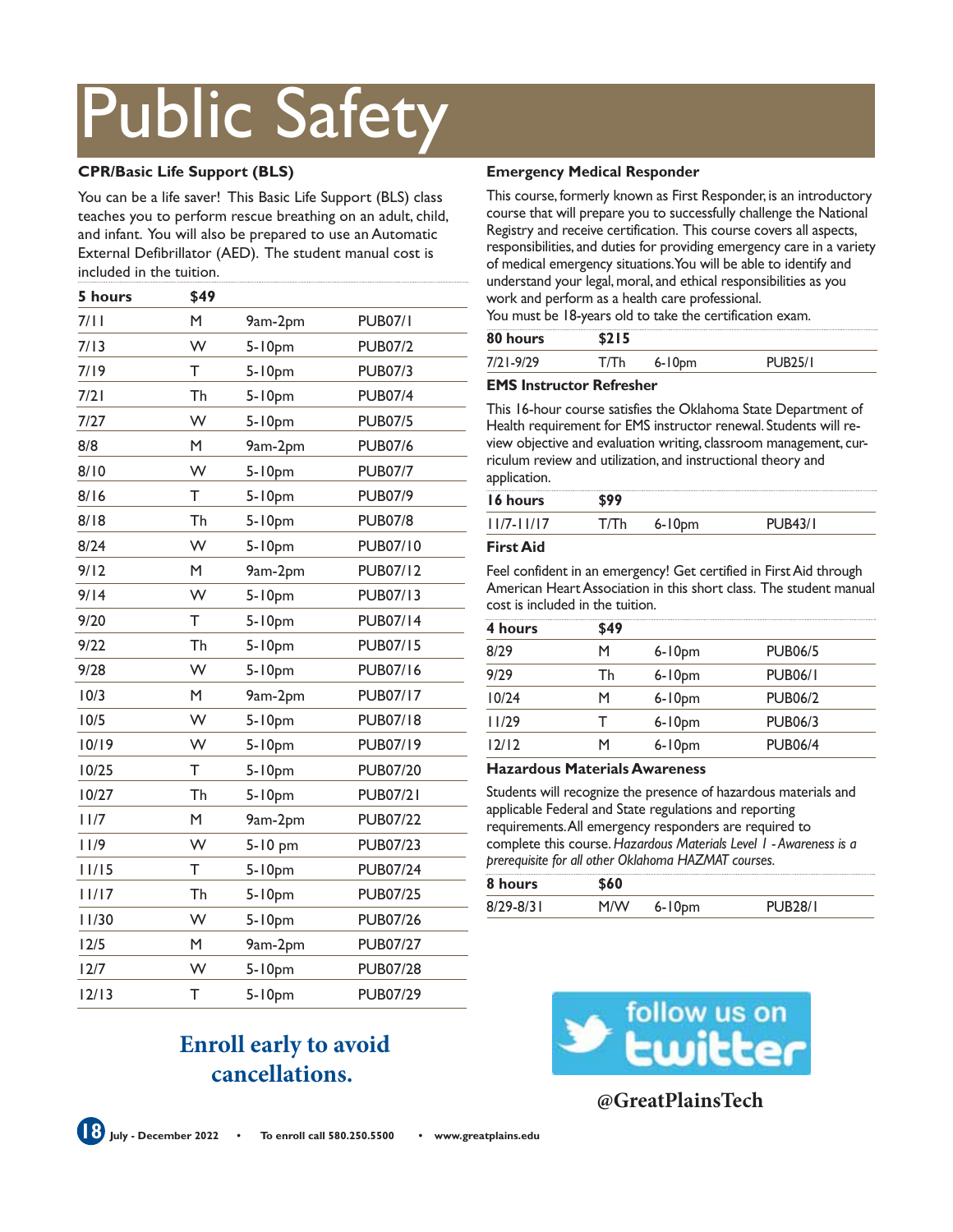# Public Safety

### CPR/Basic Life Support (BLS)

You can be a life saver! This Basic Life Support (BLS) class teaches you to perform rescue breathing on an adult, child, and infant. You will also be prepared to use an Automatic External Defibrillator (AED). The student manual cost is included in the tuition.

| 5 hours | $49 | | |
|---|---|---|---|
| 7/11 | M | 9am-2pm | PUB07/1 |
| 7/13 | W | 5-10pm | PUB07/2 |
| 7/19 | T | 5-10pm | PUB07/3 |
| 7/21 | Th | 5-10pm | PUB07/4 |
| 7/27 | W | 5-10pm | PUB07/5 |
| 8/8 | M | 9am-2pm | PUB07/6 |
| 8/10 | W | 5-10pm | PUB07/7 |
| 8/16 | T | 5-10pm | PUB07/9 |
| 8/18 | Th | 5-10pm | PUB07/8 |
| 8/24 | W | 5-10pm | PUB07/10 |
| 9/12 | M | 9am-2pm | PUB07/12 |
| 9/14 | W | 5-10pm | PUB07/13 |
| 9/20 | T | 5-10pm | PUB07/14 |
| 9/22 | Th | 5-10pm | PUB07/15 |
| 9/28 | W | 5-10pm | PUB07/16 |
| 10/3 | M | 9am-2pm | PUB07/17 |
| 10/5 | W | 5-10pm | PUB07/18 |
| 10/19 | W | 5-10pm | PUB07/19 |
| 10/25 | T | 5-10pm | PUB07/20 |
| 10/27 | Th | 5-10pm | PUB07/21 |
| 11/7 | M | 9am-2pm | PUB07/22 |
| 11/9 | W | 5-10 pm | PUB07/23 |
| 11/15 | T | 5-10pm | PUB07/24 |
| 11/17 | Th | 5-10pm | PUB07/25 |
| 11/30 | W | 5-10pm | PUB07/26 |
| 12/5 | M | 9am-2pm | PUB07/27 |
| 12/7 | W | 5-10pm | PUB07/28 |
| 12/13 | T | 5-10pm | PUB07/29 |

**Enroll early to avoid cancellations.**

### Emergency Medical Responder

This course, formerly known as First Responder, is an introductory course that will prepare you to successfully challenge the National Registry and receive certification. This course covers all aspects, responsibilities, and duties for providing emergency care in a variety of medical emergency situations. You will be able to identify and understand your legal, moral, and ethical responsibilities as you work and perform as a health care professional.
You must be 18-years old to take the certification exam.

| 80 hours | $215 | | |
|---|---|---|---|
| 7/21-9/29 | T/Th | 6-10pm | PUB25/1 |

### EMS Instructor Refresher

This 16-hour course satisfies the Oklahoma State Department of Health requirement for EMS instructor renewal. Students will review objective and evaluation writing, classroom management, curriculum review and utilization, and instructional theory and application.

| 16 hours | $99 | | |
|---|---|---|---|
| 11/7-11/17 | T/Th | 6-10pm | PUB43/1 |

### First Aid

Feel confident in an emergency! Get certified in First Aid through American Heart Association in this short class. The student manual cost is included in the tuition.

| 4 hours | $49 | | |
|---|---|---|---|
| 8/29 | M | 6-10pm | PUB06/5 |
| 9/29 | Th | 6-10pm | PUB06/1 |
| 10/24 | M | 6-10pm | PUB06/2 |
| 11/29 | T | 6-10pm | PUB06/3 |
| 12/12 | M | 6-10pm | PUB06/4 |

### Hazardous Materials Awareness

Students will recognize the presence of hazardous materials and applicable Federal and State regulations and reporting requirements. All emergency responders are required to complete this course. *Hazardous Materials Level I - Awareness is a prerequisite for all other Oklahoma HAZMAT courses.*

| 8 hours | $60 | | |
|---|---|---|---|
| 8/29-8/31 | M/W | 6-10pm | PUB28/1 |

follow us on twitter

@GreatPlainsTech

July - December 2022 • To enroll call 580.250.5500 • www.greatplains.edu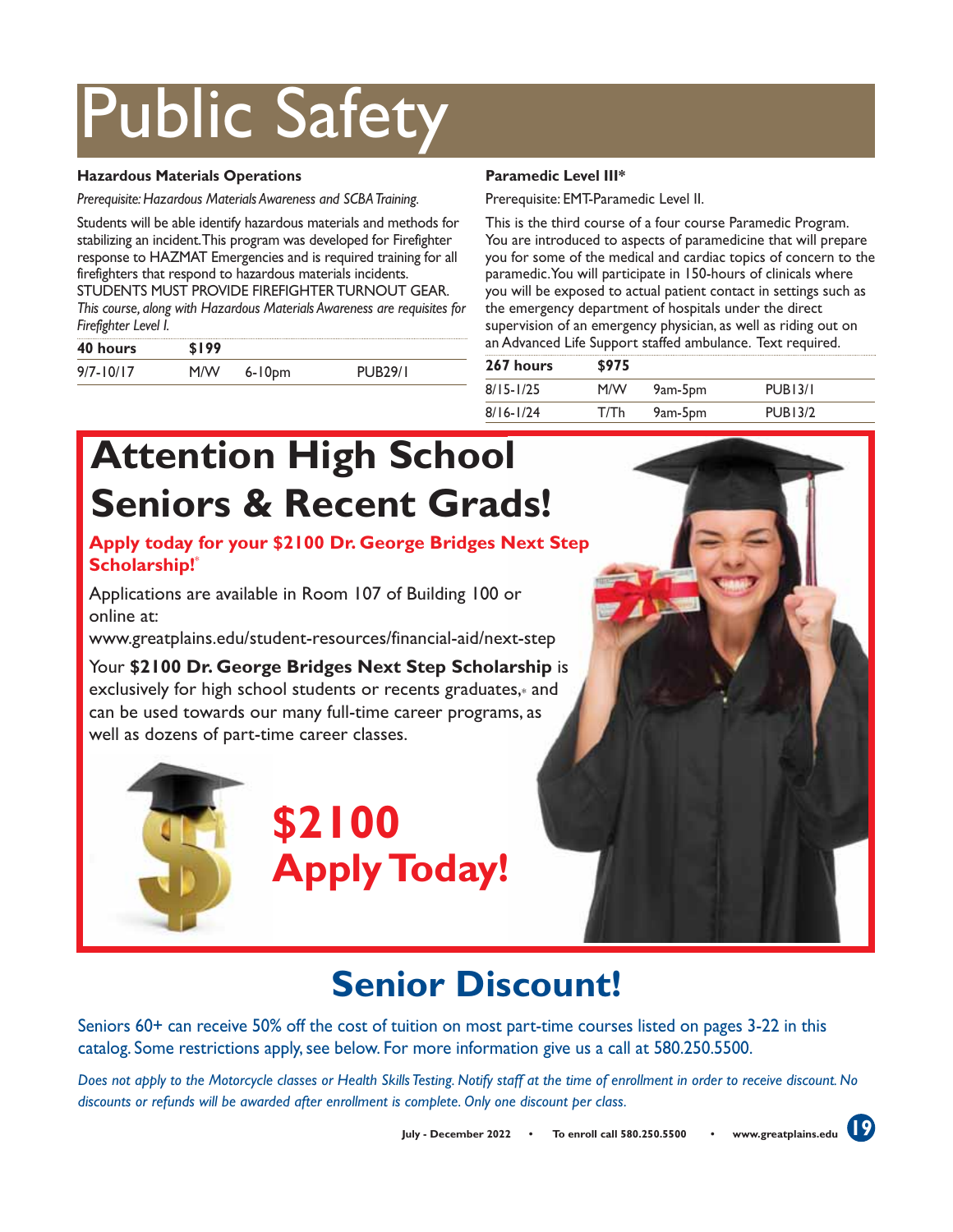# Public Safety

### Hazardous Materials Operations

*Prerequisite: Hazardous Materials Awareness and SCBA Training.*

Students will be able identify hazardous materials and methods for stabilizing an incident. This program was developed for Firefighter response to HAZMAT Emergencies and is required training for all firefighters that respond to hazardous materials incidents. STUDENTS MUST PROVIDE FIREFIGHTER TURNOUT GEAR. *This course, along with Hazardous Materials Awareness are requisites for Firefighter Level I.*

| 40 hours | $199 | | |
|---|---|---|---|
| 9/7-10/17 | M/W | 6-10pm | PUB29/1 |

### Paramedic Level III*

Prerequisite: EMT-Paramedic Level II.

This is the third course of a four course Paramedic Program. You are introduced to aspects of paramedicine that will prepare you for some of the medical and cardiac topics of concern to the paramedic. You will participate in 150-hours of clinicals where you will be exposed to actual patient contact in settings such as the emergency department of hospitals under the direct supervision of an emergency physician, as well as riding out on an Advanced Life Support staffed ambulance. Text required.

| 267 hours | $975 | | |
|---|---|---|---|
| 8/15-1/25 | M/W | 9am-5pm | PUB13/1 |
| 8/16-1/24 | T/Th | 9am-5pm | PUB13/2 |

## Attention High School Seniors & Recent Grads!

**Apply today for your $2100 Dr. George Bridges Next Step Scholarship!***

Applications are available in Room 107 of Building 100 or online at:
www.greatplains.edu/student-resources/financial-aid/next-step

Your **$2100 Dr. George Bridges Next Step Scholarship** is exclusively for high school students or recents graduates,* and can be used towards our many full-time career programs, as well as dozens of part-time career classes.

**$2100 Apply Today!**

## Senior Discount!

Seniors 60+ can receive 50% off the cost of tuition on most part-time courses listed on pages 3-22 in this catalog. Some restrictions apply, see below. For more information give us a call at 580.250.5500.

*Does not apply to the Motorcycle classes or Health Skills Testing. Notify staff at the time of enrollment in order to receive discount. No discounts or refunds will be awarded after enrollment is complete. Only one discount per class.*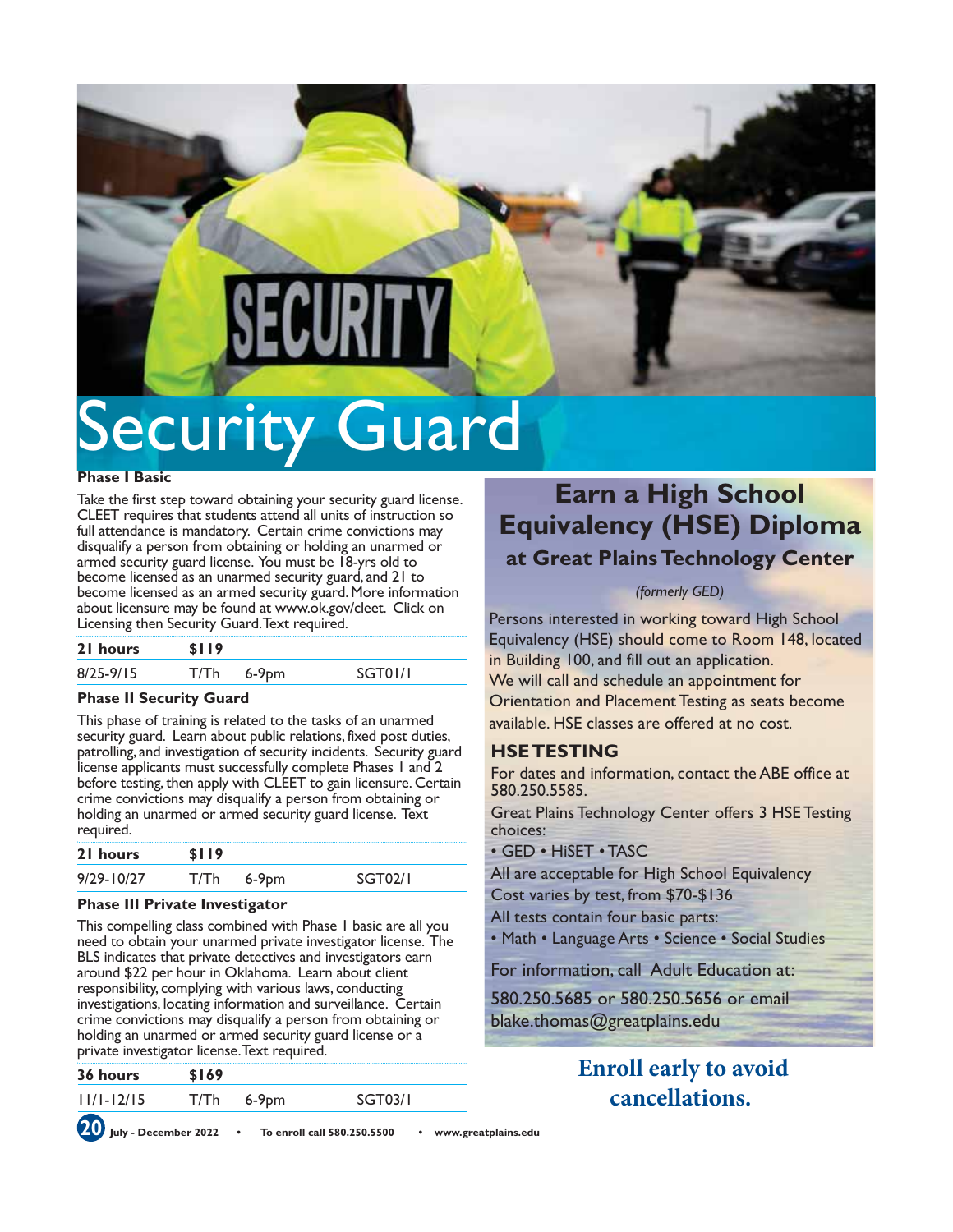// Security Guard

# Security Guard

### Phase I Basic

Take the first step toward obtaining your security guard license. CLEET requires that students attend all units of instruction so full attendance is mandatory. Certain crime convictions may disqualify a person from obtaining or holding an unarmed or armed security guard license. You must be 18-yrs old to become licensed as an unarmed security guard, and 21 to become licensed as an armed security guard. More information about licensure may be found at www.ok.gov/cleet. Click on Licensing then Security Guard. Text required.

| 21 hours | $119 | | |
|---|---|---|---|
| 8/25-9/15 | T/Th | 6-9pm | SGT01/1 |

### Phase II Security Guard

This phase of training is related to the tasks of an unarmed security guard. Learn about public relations, fixed post duties, patrolling, and investigation of security incidents. Security guard license applicants must successfully complete Phases 1 and 2 before testing, then apply with CLEET to gain licensure. Certain crime convictions may disqualify a person from obtaining or holding an unarmed or armed security guard license. Text required.

| 21 hours | $119 | | |
|---|---|---|---|
| 9/29-10/27 | T/Th | 6-9pm | SGT02/1 |

### Phase III Private Investigator

This compelling class combined with Phase 1 basic are all you need to obtain your unarmed private investigator license. The BLS indicates that private detectives and investigators earn around $22 per hour in Oklahoma. Learn about client responsibility, complying with various laws, conducting investigations, locating information and surveillance. Certain crime convictions may disqualify a person from obtaining or holding an unarmed or armed security guard license or a private investigator license. Text required.

| 36 hours | $169 | | |
|---|---|---|---|
| 11/1-12/15 | T/Th | 6-9pm | SGT03/1 |

## Earn a High School Equivalency (HSE) Diploma

### at Great Plains Technology Center

*(formerly GED)*

Persons interested in working toward High School Equivalency (HSE) should come to Room 148, located in Building 100, and fill out an application. We will call and schedule an appointment for Orientation and Placement Testing as seats become available. HSE classes are offered at no cost.

### HSE TESTING

For dates and information, contact the ABE office at 580.250.5585.

Great Plains Technology Center offers 3 HSE Testing choices:

- GED • HiSET • TASC

All are acceptable for High School Equivalency

Cost varies by test, from $70-$136

All tests contain four basic parts:

- Math • Language Arts • Science • Social Studies

For information, call Adult Education at:

580.250.5685 or 580.250.5656 or email blake.thomas@greatplains.edu

**Enroll early to avoid cancellations.**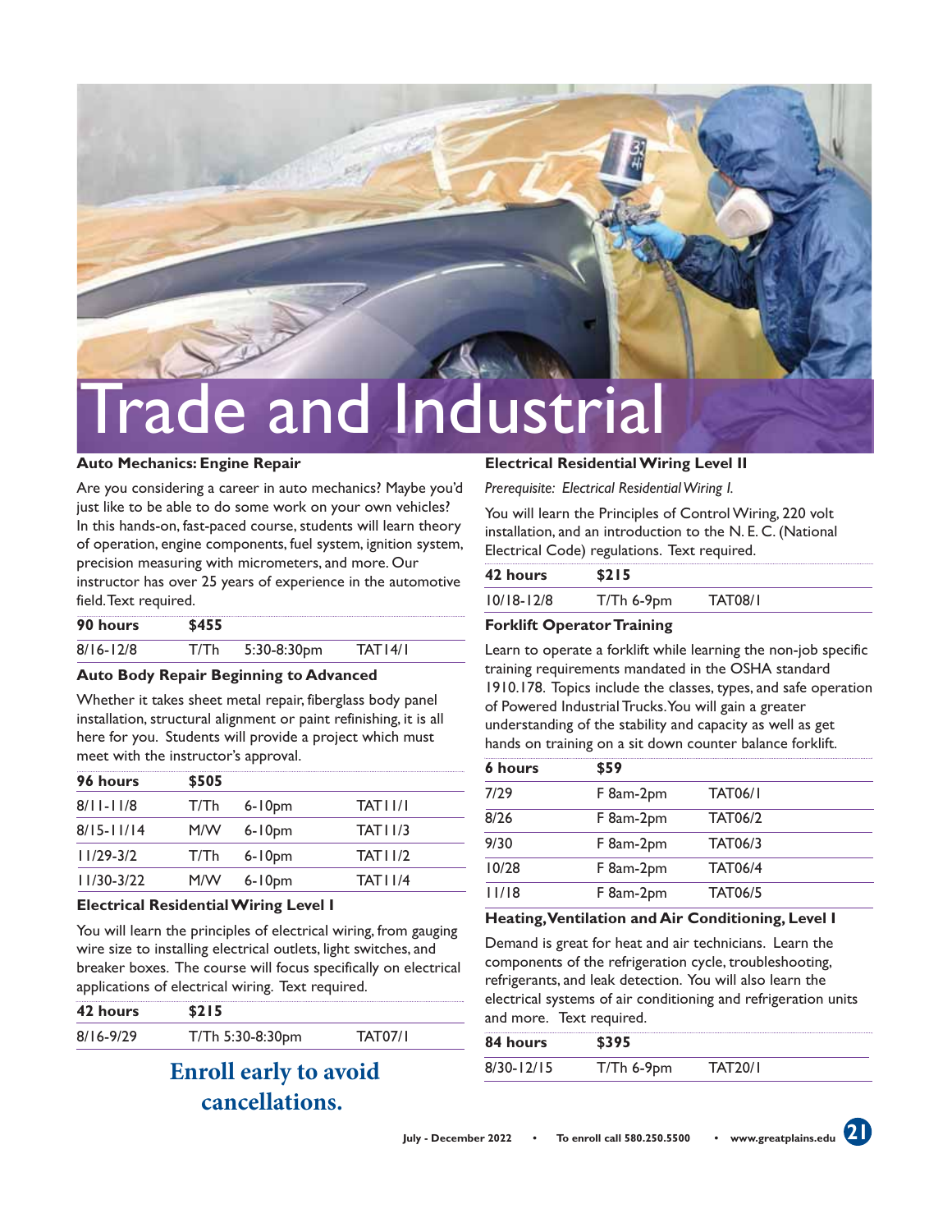# Trade and Industrial

### Auto Mechanics: Engine Repair

Are you considering a career in auto mechanics? Maybe you'd just like to be able to do some work on your own vehicles? In this hands-on, fast-paced course, students will learn theory of operation, engine components, fuel system, ignition system, precision measuring with micrometers, and more. Our instructor has over 25 years of experience in the automotive field. Text required.

| 90 hours | $455 | | |
|---|---|---|---|
| 8/16-12/8 | T/Th | 5:30-8:30pm | TAT14/1 |

### Auto Body Repair Beginning to Advanced

Whether it takes sheet metal repair, fiberglass body panel installation, structural alignment or paint refinishing, it is all here for you. Students will provide a project which must meet with the instructor's approval.

| 96 hours | $505 | | |
|---|---|---|---|
| 8/11-11/8 | T/Th | 6-10pm | TAT11/1 |
| 8/15-11/14 | M/W | 6-10pm | TAT11/3 |
| 11/29-3/2 | T/Th | 6-10pm | TAT11/2 |
| 11/30-3/22 | M/W | 6-10pm | TAT11/4 |

### Electrical Residential Wiring Level I

You will learn the principles of electrical wiring, from gauging wire size to installing electrical outlets, light switches, and breaker boxes. The course will focus specifically on electrical applications of electrical wiring. Text required.

| 42 hours | $215 | |
|---|---|---|
| 8/16-9/29 | T/Th 5:30-8:30pm | TAT07/1 |

**Enroll early to avoid cancellations.**

### Electrical Residential Wiring Level II

*Prerequisite: Electrical Residential Wiring I.*

You will learn the Principles of Control Wiring, 220 volt installation, and an introduction to the N. E. C. (National Electrical Code) regulations. Text required.

| 42 hours | $215 | |
|---|---|---|
| 10/18-12/8 | T/Th 6-9pm | TAT08/1 |

### Forklift Operator Training

Learn to operate a forklift while learning the non-job specific training requirements mandated in the OSHA standard 1910.178. Topics include the classes, types, and safe operation of Powered Industrial Trucks. You will gain a greater understanding of the stability and capacity as well as get hands on training on a sit down counter balance forklift.

| 6 hours | $59 | |
|---|---|---|
| 7/29 | F 8am-2pm | TAT06/1 |
| 8/26 | F 8am-2pm | TAT06/2 |
| 9/30 | F 8am-2pm | TAT06/3 |
| 10/28 | F 8am-2pm | TAT06/4 |
| 11/18 | F 8am-2pm | TAT06/5 |

### Heating, Ventilation and Air Conditioning, Level I

Demand is great for heat and air technicians. Learn the components of the refrigeration cycle, troubleshooting, refrigerants, and leak detection. You will also learn the electrical systems of air conditioning and refrigeration units and more. Text required.

| 84 hours | $395 | |
|---|---|---|
| 8/30-12/15 | T/Th 6-9pm | TAT20/1 |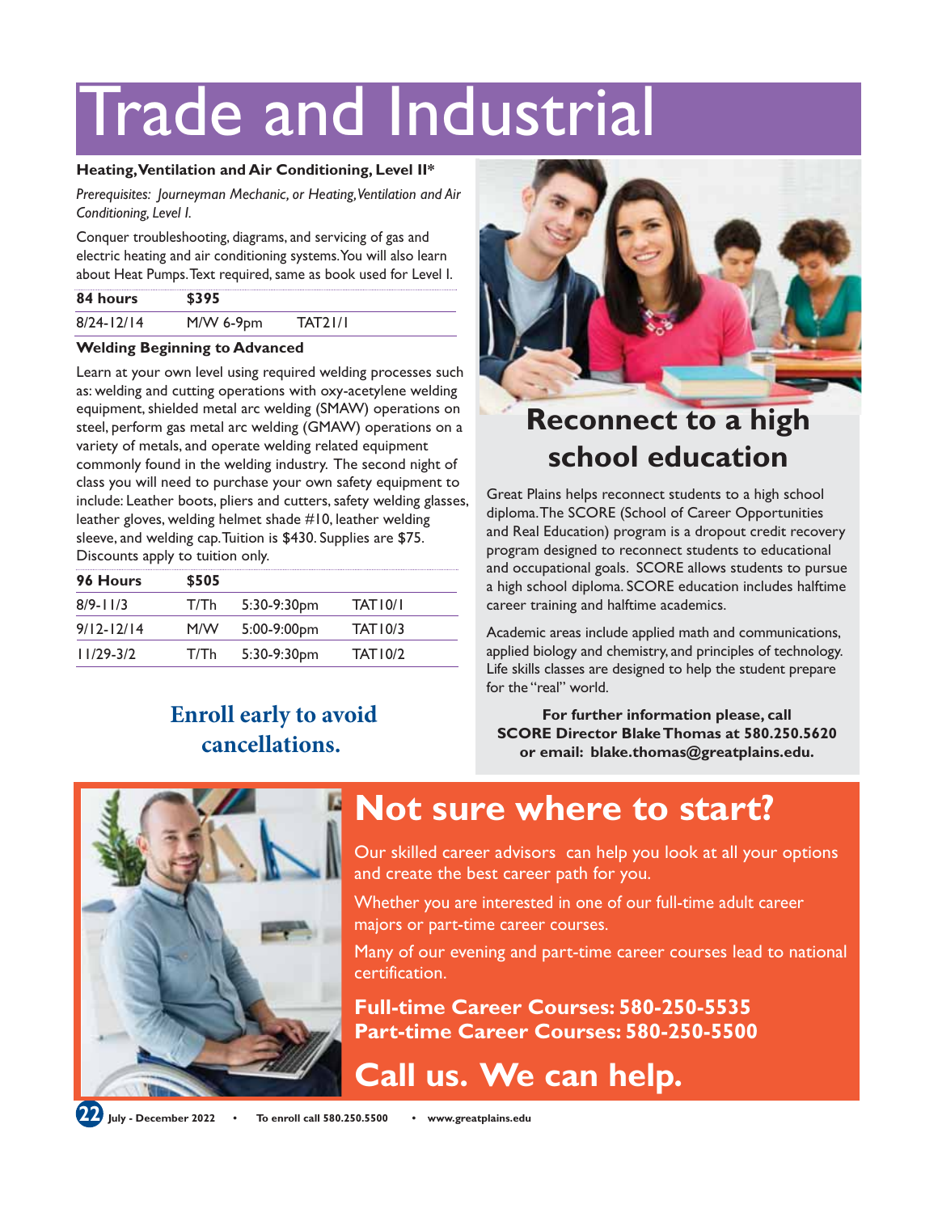# Trade and Industrial

### Heating, Ventilation and Air Conditioning, Level II*

*Prerequisites: Journeyman Mechanic, or Heating, Ventilation and Air Conditioning, Level I.*

Conquer troubleshooting, diagrams, and servicing of gas and electric heating and air conditioning systems. You will also learn about Heat Pumps. Text required, same as book used for Level I.

| 84 hours | $395 | |
|---|---|---|
| 8/24-12/14 | M/W 6-9pm | TAT21/1 |

### Welding Beginning to Advanced

Learn at your own level using required welding processes such as: welding and cutting operations with oxy-acetylene welding equipment, shielded metal arc welding (SMAW) operations on steel, perform gas metal arc welding (GMAW) operations on a variety of metals, and operate welding related equipment commonly found in the welding industry. The second night of class you will need to purchase your own safety equipment to include: Leather boots, pliers and cutters, safety welding glasses, leather gloves, welding helmet shade #10, leather welding sleeve, and welding cap. Tuition is $430. Supplies are $75. Discounts apply to tuition only.

| 96 Hours | $505 | | |
|---|---|---|---|
| 8/9-11/3 | T/Th | 5:30-9:30pm | TAT10/1 |
| 9/12-12/14 | M/W | 5:00-9:00pm | TAT10/3 |
| 11/29-3/2 | T/Th | 5:30-9:30pm | TAT10/2 |

**Enroll early to avoid cancellations.**

## Reconnect to a high school education

Great Plains helps reconnect students to a high school diploma. The SCORE (School of Career Opportunities and Real Education) program is a dropout credit recovery program designed to reconnect students to educational and occupational goals. SCORE allows students to pursue a high school diploma. SCORE education includes halftime career training and halftime academics.

Academic areas include applied math and communications, applied biology and chemistry, and principles of technology. Life skills classes are designed to help the student prepare for the "real" world.

**For further information please, call SCORE Director Blake Thomas at 580.250.5620 or email: blake.thomas@greatplains.edu.**

## Not sure where to start?

Our skilled career advisors can help you look at all your options and create the best career path for you.

Whether you are interested in one of our full-time adult career majors or part-time career courses.

Many of our evening and part-time career courses lead to national certification.

**Full-time Career Courses: 580-250-5535**
**Part-time Career Courses: 580-250-5500**

## Call us. We can help.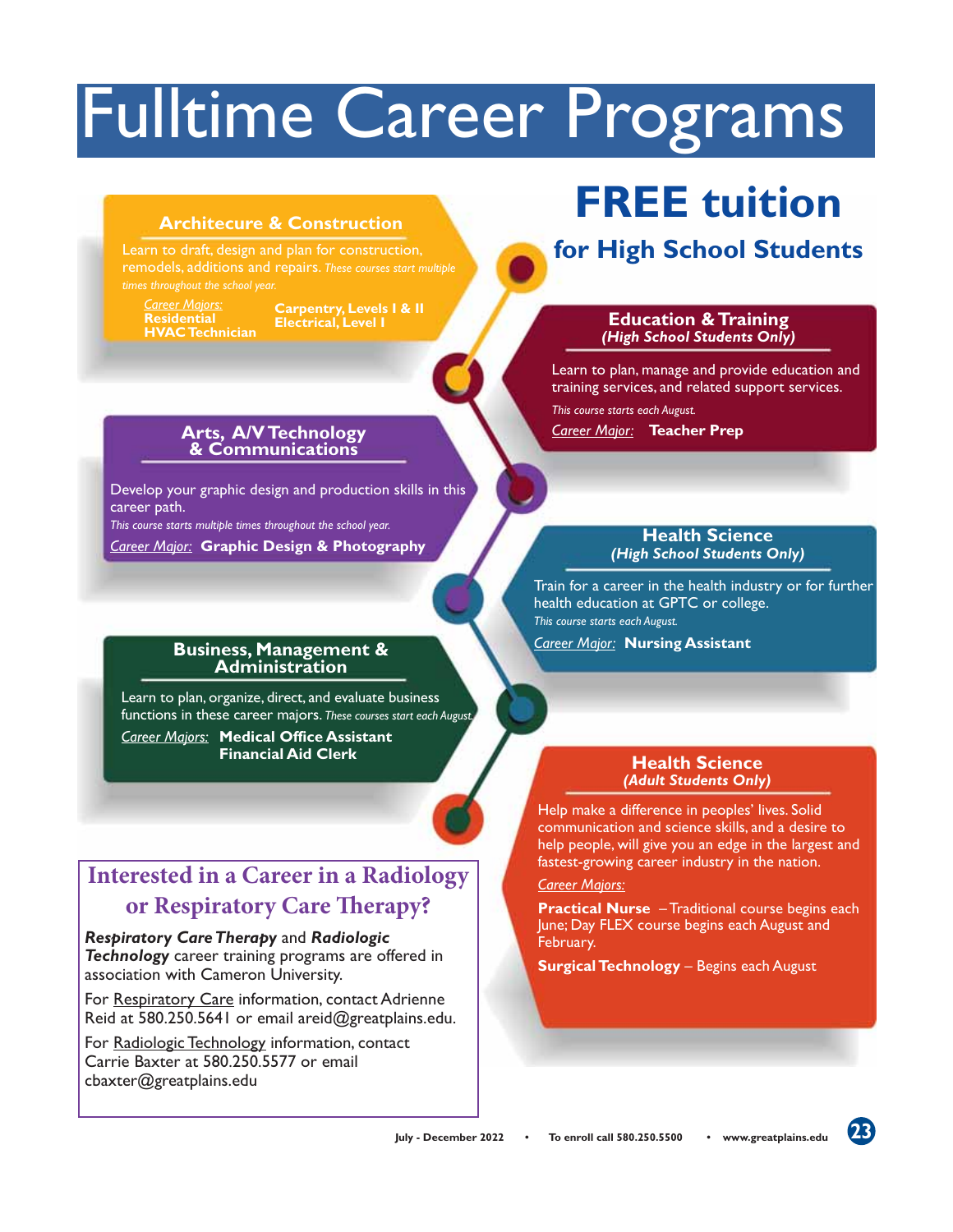# Fulltime Career Programs

## FREE tuition
### for High School Students

### Architecure & Construction

Learn to draft, design and plan for construction, remodels, additions and repairs. *These courses start multiple times throughout the school year.*

Career Majors:
**Residential HVAC Technician**
**Carpentry, Levels I & II**
**Electrical, Level I**

### Arts, A/V Technology & Communications

Develop your graphic design and production skills in this career path.
*This course starts multiple times throughout the school year.*

Career Major: **Graphic Design & Photography**

### Business, Management & Administration

Learn to plan, organize, direct, and evaluate business functions in these career majors. *These courses start each August.*

Career Majors: **Medical Office Assistant**
**Financial Aid Clerk**

### Education & Training
*(High School Students Only)*

Learn to plan, manage and provide education and training services, and related support services.
*This course starts each August.*

Career Major: **Teacher Prep**

### Health Science
*(High School Students Only)*

Train for a career in the health industry or for further health education at GPTC or college.
*This course starts each August.*

Career Major: **Nursing Assistant**

### Health Science
*(Adult Students Only)*

Help make a difference in peoples' lives. Solid communication and science skills, and a desire to help people, will give you an edge in the largest and fastest-growing career industry in the nation.

Career Majors:

**Practical Nurse** – Traditional course begins each June; Day FLEX course begins each August and February.

**Surgical Technology** – Begins each August

## Interested in a Career in a Radiology or Respiratory Care Therapy?

***Respiratory Care Therapy*** and ***Radiologic Technology*** career training programs are offered in association with Cameron University.

For Respiratory Care information, contact Adrienne Reid at 580.250.5641 or email areid@greatplains.edu.

For Radiologic Technology information, contact Carrie Baxter at 580.250.5577 or email cbaxter@greatplains.edu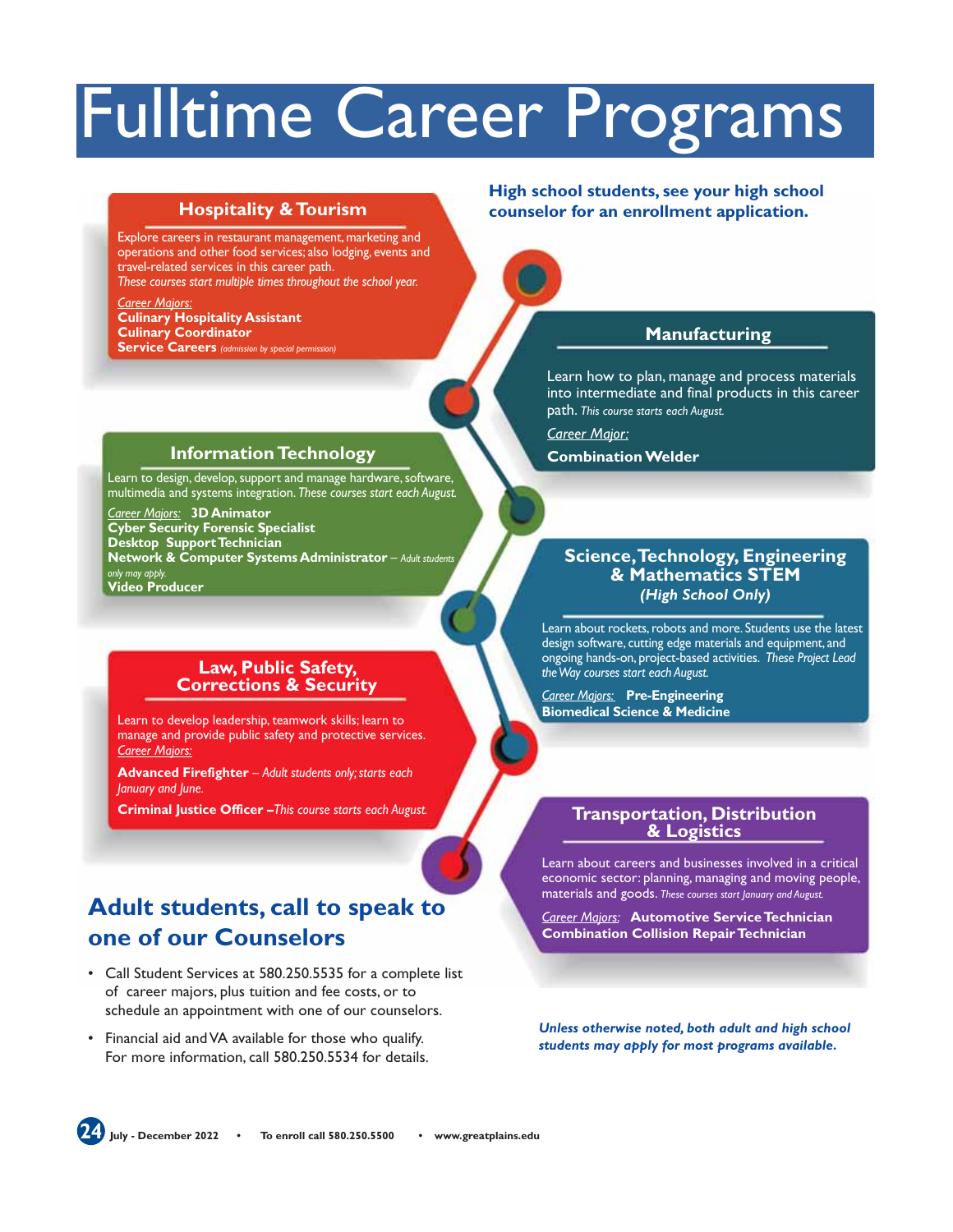# Fulltime Career Programs

**High school students, see your high school counselor for an enrollment application.**

## Hospitality & Tourism

Explore careers in restaurant management, marketing and operations and other food services; also lodging, events and travel-related services in this career path.
*These courses start multiple times throughout the school year.*

*Career Majors:*
**Culinary Hospitality Assistant**
**Culinary Coordinator**
**Service Careers** *(admission by special permission)*

## Manufacturing

Learn how to plan, manage and process materials into intermediate and final products in this career path. *This course starts each August.*

*Career Major:*
**Combination Welder**

## Information Technology

Learn to design, develop, support and manage hardware, software, multimedia and systems integration. *These courses start each August.*

*Career Majors:* **3D Animator**
**Cyber Security Forensic Specialist**
**Desktop Support Technician**
**Network & Computer Systems Administrator** – *Adult students only may apply.*
**Video Producer**

## Science, Technology, Engineering & Mathematics STEM
### *(High School Only)*

Learn about rockets, robots and more. Students use the latest design software, cutting edge materials and equipment, and ongoing hands-on, project-based activities. *These Project Lead the Way courses start each August.*

*Career Majors:* **Pre-Engineering**
**Biomedical Science & Medicine**

## Law, Public Safety, Corrections & Security

Learn to develop leadership, teamwork skills; learn to manage and provide public safety and protective services.
*Career Majors:*

**Advanced Firefighter** – *Adult students only; starts each January and June.*

**Criminal Justice Officer** –*This course starts each August.*

## Transportation, Distribution & Logistics

Learn about careers and businesses involved in a critical economic sector: planning, managing and moving people, materials and goods. *These courses start January and August.*

*Career Majors:* **Automotive Service Technician**
**Combination Collision Repair Technician**

## Adult students, call to speak to one of our Counselors

- Call Student Services at 580.250.5535 for a complete list of career majors, plus tuition and fee costs, or to schedule an appointment with one of our counselors.
- Financial aid and VA available for those who qualify. For more information, call 580.250.5534 for details.

***Unless otherwise noted, both adult and high school students may apply for most programs available.***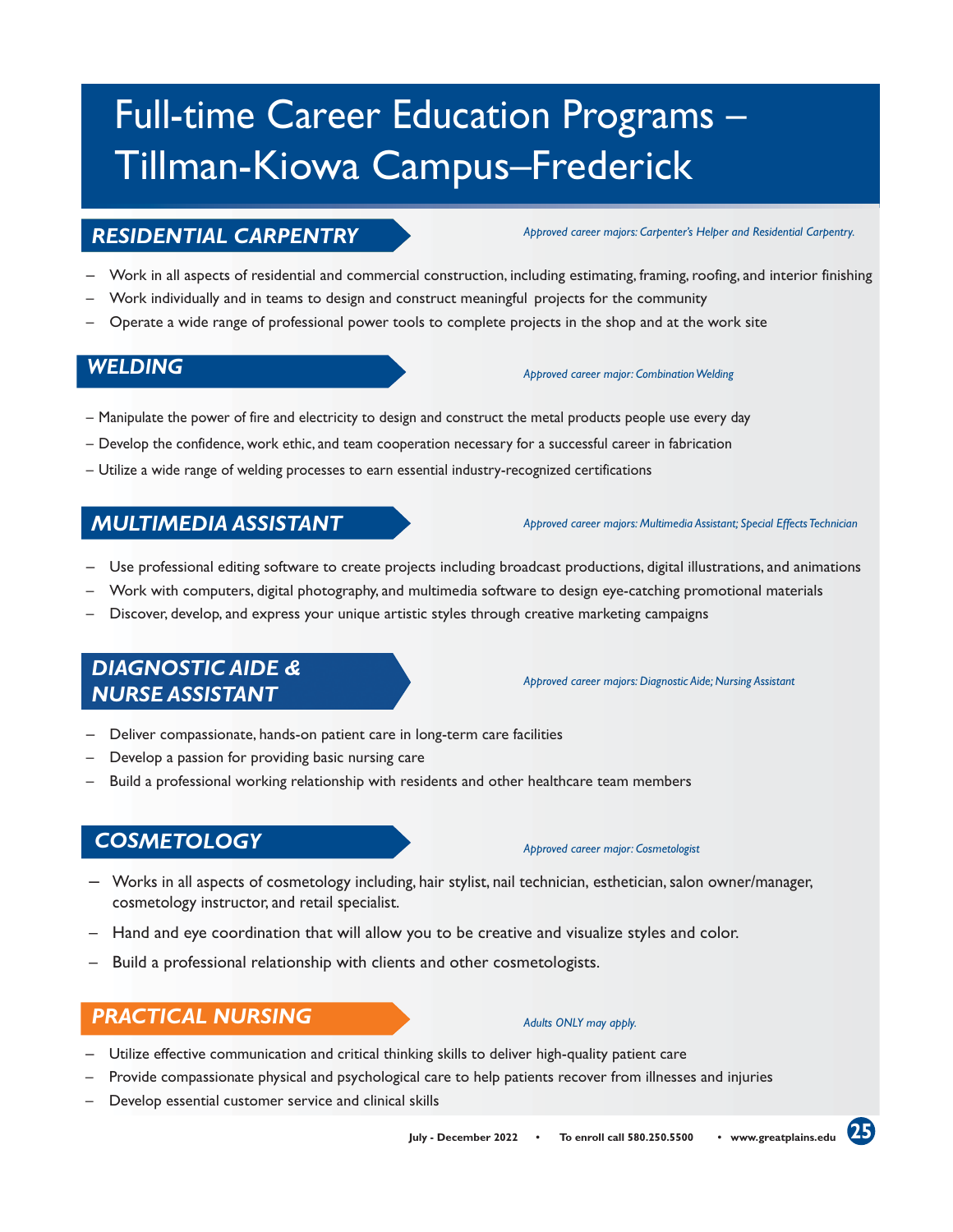# Full-time Career Education Programs – Tillman-Kiowa Campus–Frederick

## RESIDENTIAL CARPENTRY

*Approved career majors: Carpenter's Helper and Residential Carpentry.*

- Work in all aspects of residential and commercial construction, including estimating, framing, roofing, and interior finishing
- Work individually and in teams to design and construct meaningful projects for the community
- Operate a wide range of professional power tools to complete projects in the shop and at the work site

## WELDING

*Approved career major: Combination Welding*

- Manipulate the power of fire and electricity to design and construct the metal products people use every day
- Develop the confidence, work ethic, and team cooperation necessary for a successful career in fabrication
- Utilize a wide range of welding processes to earn essential industry-recognized certifications

## MULTIMEDIA ASSISTANT

*Approved career majors: Multimedia Assistant; Special Effects Technician*

- Use professional editing software to create projects including broadcast productions, digital illustrations, and animations
- Work with computers, digital photography, and multimedia software to design eye-catching promotional materials
- Discover, develop, and express your unique artistic styles through creative marketing campaigns

## DIAGNOSTIC AIDE & NURSE ASSISTANT

*Approved career majors: Diagnostic Aide; Nursing Assistant*

- Deliver compassionate, hands-on patient care in long-term care facilities
- Develop a passion for providing basic nursing care
- Build a professional working relationship with residents and other healthcare team members

## COSMETOLOGY

*Approved career major: Cosmetologist*

- Works in all aspects of cosmetology including, hair stylist, nail technician, esthetician, salon owner/manager, cosmetology instructor, and retail specialist.
- Hand and eye coordination that will allow you to be creative and visualize styles and color.
- Build a professional relationship with clients and other cosmetologists.

## PRACTICAL NURSING

*Adults ONLY may apply.*

- Utilize effective communication and critical thinking skills to deliver high-quality patient care
- Provide compassionate physical and psychological care to help patients recover from illnesses and injuries
- Develop essential customer service and clinical skills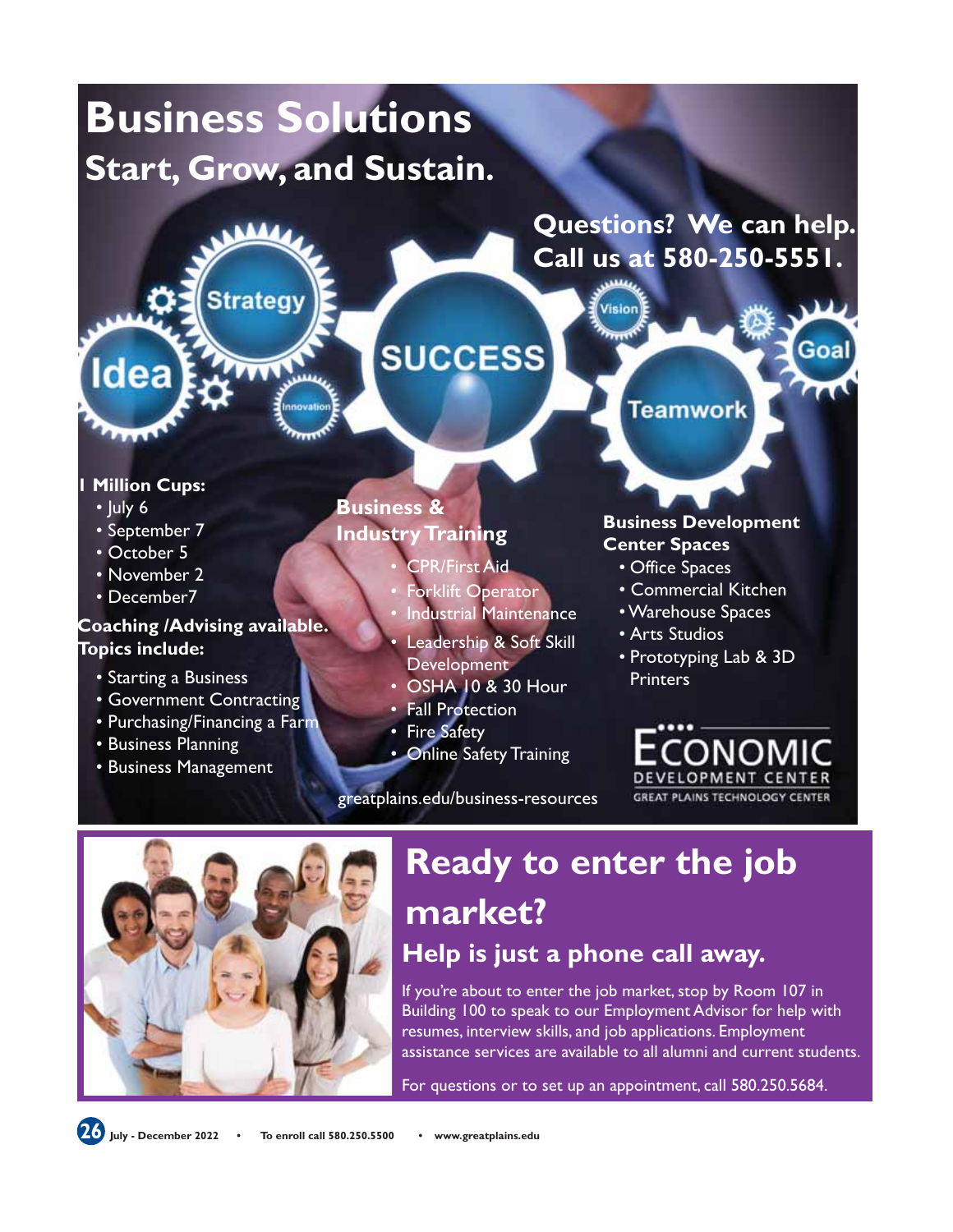# Business Solutions

## Start, Grow, and Sustain.

**Questions? We can help. Call us at 580-250-5551.**

**1 Million Cups:**

- July 6
- September 7
- October 5
- November 2
- December7

**Coaching /Advising available. Topics include:**

- Starting a Business
- Government Contracting
- Purchasing/Financing a Farm
- Business Planning
- Business Management

**Business & Industry Training**

- CPR/First Aid
- Forklift Operator
- Industrial Maintenance
- Leadership & Soft Skill Development
- OSHA 10 & 30 Hour
- Fall Protection
- Fire Safety
- Online Safety Training

greatplains.edu/business-resources

**Business Development Center Spaces**

- Office Spaces
- Commercial Kitchen
- Warehouse Spaces
- Arts Studios
- Prototyping Lab & 3D Printers

ECONOMIC DEVELOPMENT CENTER
GREAT PLAINS TECHNOLOGY CENTER

# Ready to enter the job market?

## Help is just a phone call away.

If you're about to enter the job market, stop by Room 107 in Building 100 to speak to our Employment Advisor for help with resumes, interview skills, and job applications. Employment assistance services are available to all alumni and current students.

For questions or to set up an appointment, call 580.250.5684.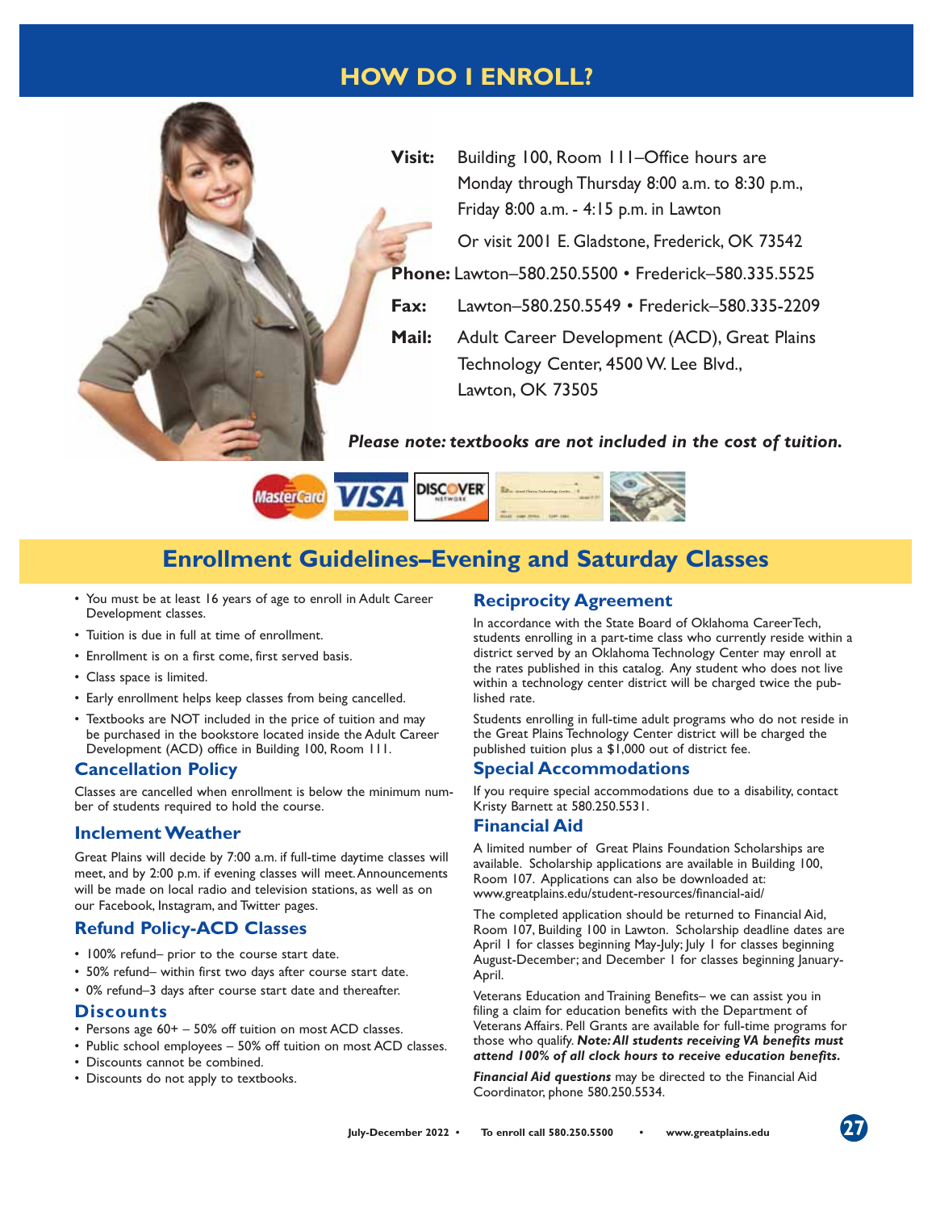# HOW DO I ENROLL?

**Visit:** Building 100, Room 111–Office hours are Monday through Thursday 8:00 a.m. to 8:30 p.m., Friday 8:00 a.m. - 4:15 p.m. in Lawton

Or visit 2001 E. Gladstone, Frederick, OK 73542

**Phone:** Lawton–580.250.5500 • Frederick–580.335.5525

**Fax:** Lawton–580.250.5549 • Frederick–580.335-2209

**Mail:** Adult Career Development (ACD), Great Plains Technology Center, 4500 W. Lee Blvd., Lawton, OK 73505

***Please note: textbooks are not included in the cost of tuition.***

## Enrollment Guidelines–Evening and Saturday Classes

- You must be at least 16 years of age to enroll in Adult Career Development classes.
- Tuition is due in full at time of enrollment.
- Enrollment is on a first come, first served basis.
- Class space is limited.
- Early enrollment helps keep classes from being cancelled.
- Textbooks are NOT included in the price of tuition and may be purchased in the bookstore located inside the Adult Career Development (ACD) office in Building 100, Room 111.

### Cancellation Policy

Classes are cancelled when enrollment is below the minimum number of students required to hold the course.

### Inclement Weather

Great Plains will decide by 7:00 a.m. if full-time daytime classes will meet, and by 2:00 p.m. if evening classes will meet. Announcements will be made on local radio and television stations, as well as on our Facebook, Instagram, and Twitter pages.

### Refund Policy-ACD Classes

- 100% refund– prior to the course start date.
- 50% refund– within first two days after course start date.
- 0% refund–3 days after course start date and thereafter.

### Discounts

- Persons age 60+ – 50% off tuition on most ACD classes.
- Public school employees – 50% off tuition on most ACD classes.
- Discounts cannot be combined.
- Discounts do not apply to textbooks.

### Reciprocity Agreement

In accordance with the State Board of Oklahoma CareerTech, students enrolling in a part-time class who currently reside within a district served by an Oklahoma Technology Center may enroll at the rates published in this catalog. Any student who does not live within a technology center district will be charged twice the published rate.

Students enrolling in full-time adult programs who do not reside in the Great Plains Technology Center district will be charged the published tuition plus a $1,000 out of district fee.

### Special Accommodations

If you require special accommodations due to a disability, contact Kristy Barnett at 580.250.5531.

### Financial Aid

A limited number of Great Plains Foundation Scholarships are available. Scholarship applications are available in Building 100, Room 107. Applications can also be downloaded at: www.greatplains.edu/student-resources/financial-aid/

The completed application should be returned to Financial Aid, Room 107, Building 100 in Lawton. Scholarship deadline dates are April 1 for classes beginning May-July; July 1 for classes beginning August-December; and December 1 for classes beginning January-April.

Veterans Education and Training Benefits– we can assist you in filing a claim for education benefits with the Department of Veterans Affairs. Pell Grants are available for full-time programs for those who qualify. ***Note: All students receiving VA benefits must attend 100% of all clock hours to receive education benefits.***

***Financial Aid questions*** may be directed to the Financial Aid Coordinator, phone 580.250.5534.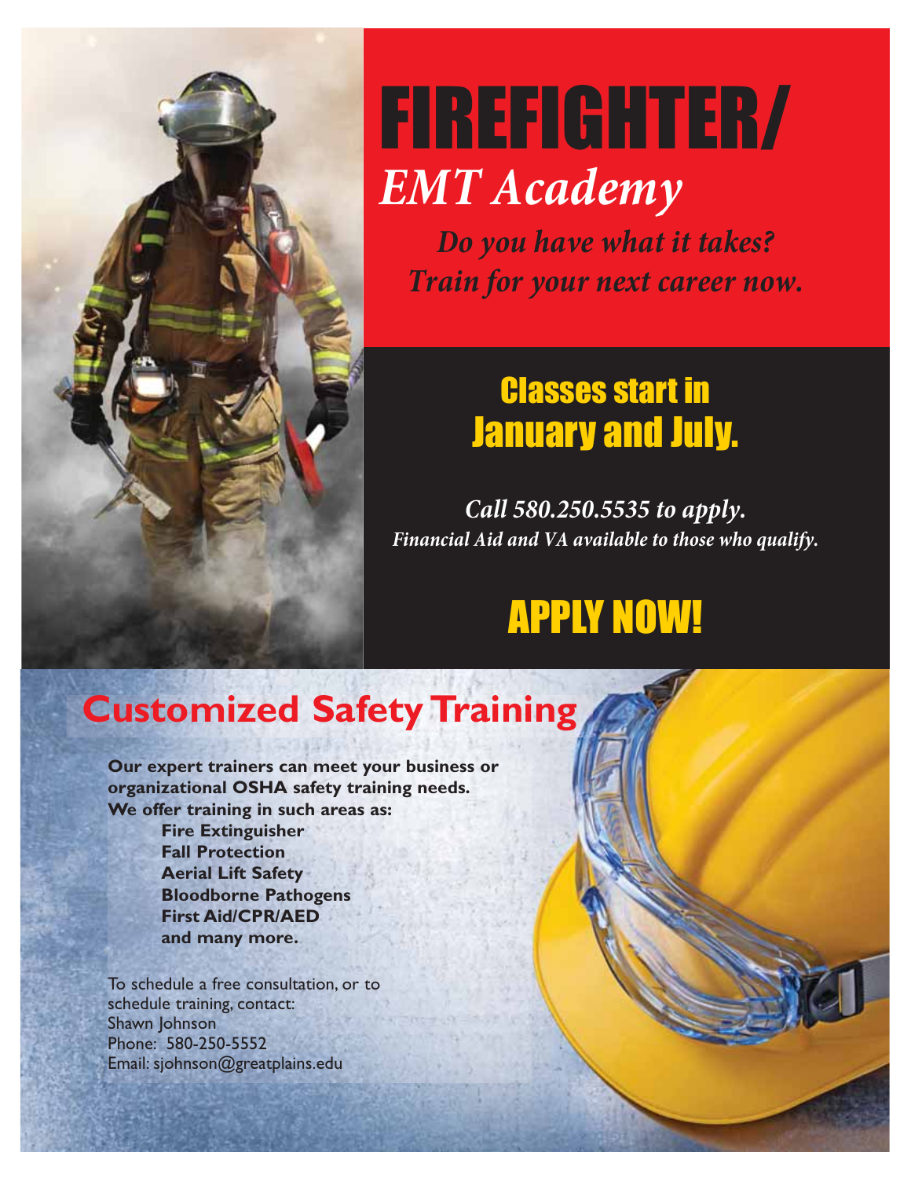# FIREFIGHTER/

## *EMT Academy*

***Do you have what it takes?***
***Train for your next career now.***

## Classes start in January and July.

***Call 580.250.5535 to apply.***
***Financial Aid and VA available to those who qualify.***

## APPLY NOW!

# Customized Safety Training

**Our expert trainers can meet your business or organizational OSHA safety training needs. We offer training in such areas as:**

- **Fire Extinguisher**
- **Fall Protection**
- **Aerial Lift Safety**
- **Bloodborne Pathogens**
- **First Aid/CPR/AED**
- **and many more.**

To schedule a free consultation, or to schedule training, contact:
Shawn Johnson
Phone: 580-250-5552
Email: sjohnson@greatplains.edu